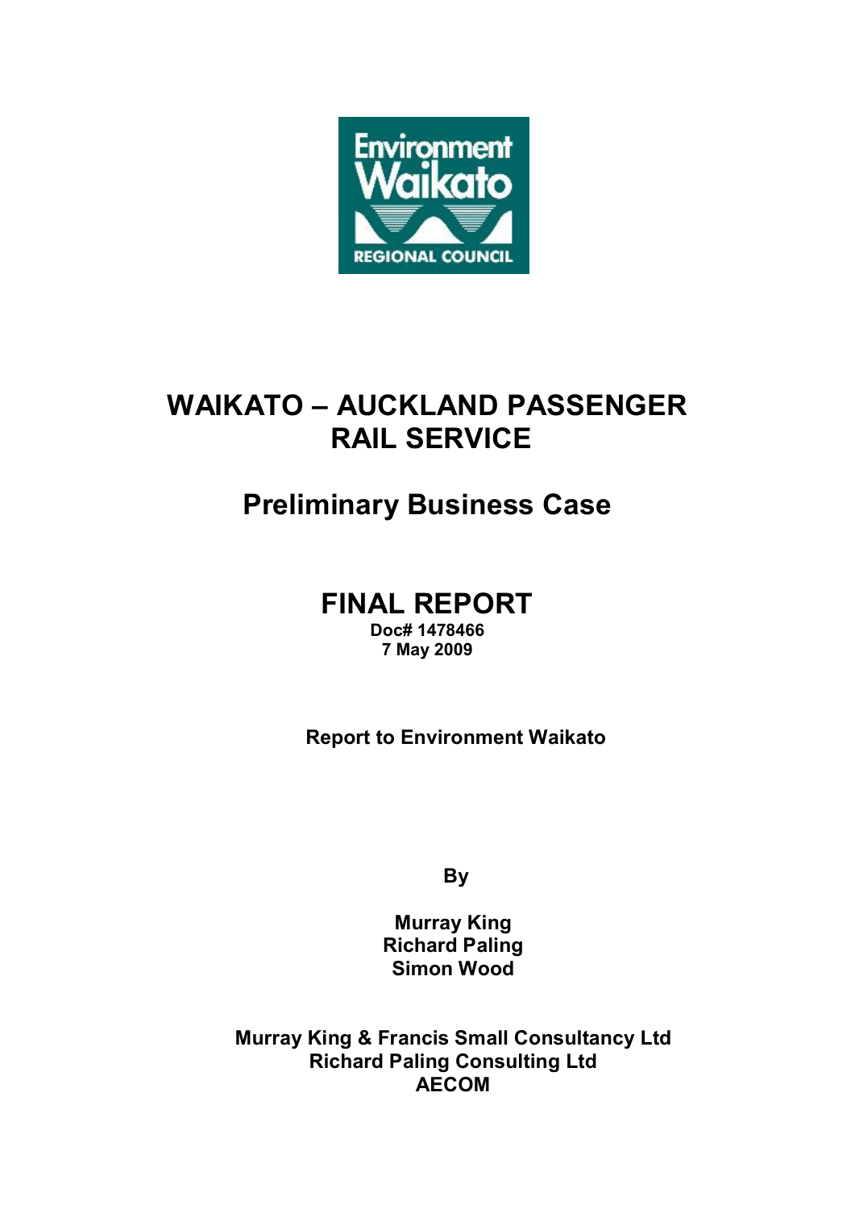Environment Waikato

REGIONAL COUNCIL

# WAIKATO – AUCKLAND PASSENGER RAIL SERVICE

## Preliminary Business Case

# FINAL REPORT

**Doc# 1478466**
**7 May 2009**

**Report to Environment Waikato**

**By**

**Murray King**
**Richard Paling**
**Simon Wood**

**Murray King & Francis Small Consultancy Ltd**
**Richard Paling Consulting Ltd**
**AECOM**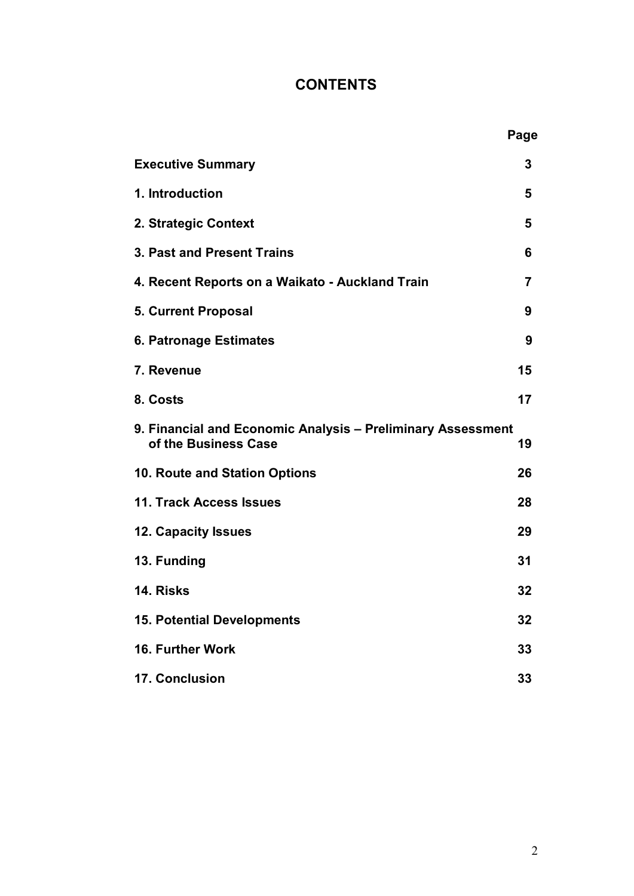# CONTENTS

| | Page |
|---|---|
| **Executive Summary** | **3** |
| **1. Introduction** | **5** |
| **2. Strategic Context** | **5** |
| **3. Past and Present Trains** | **6** |
| **4. Recent Reports on a Waikato - Auckland Train** | **7** |
| **5. Current Proposal** | **9** |
| **6. Patronage Estimates** | **9** |
| **7. Revenue** | **15** |
| **8. Costs** | **17** |
| **9. Financial and Economic Analysis – Preliminary Assessment of the Business Case** | **19** |
| **10. Route and Station Options** | **26** |
| **11. Track Access Issues** | **28** |
| **12. Capacity Issues** | **29** |
| **13. Funding** | **31** |
| **14. Risks** | **32** |
| **15. Potential Developments** | **32** |
| **16. Further Work** | **33** |
| **17. Conclusion** | **33** |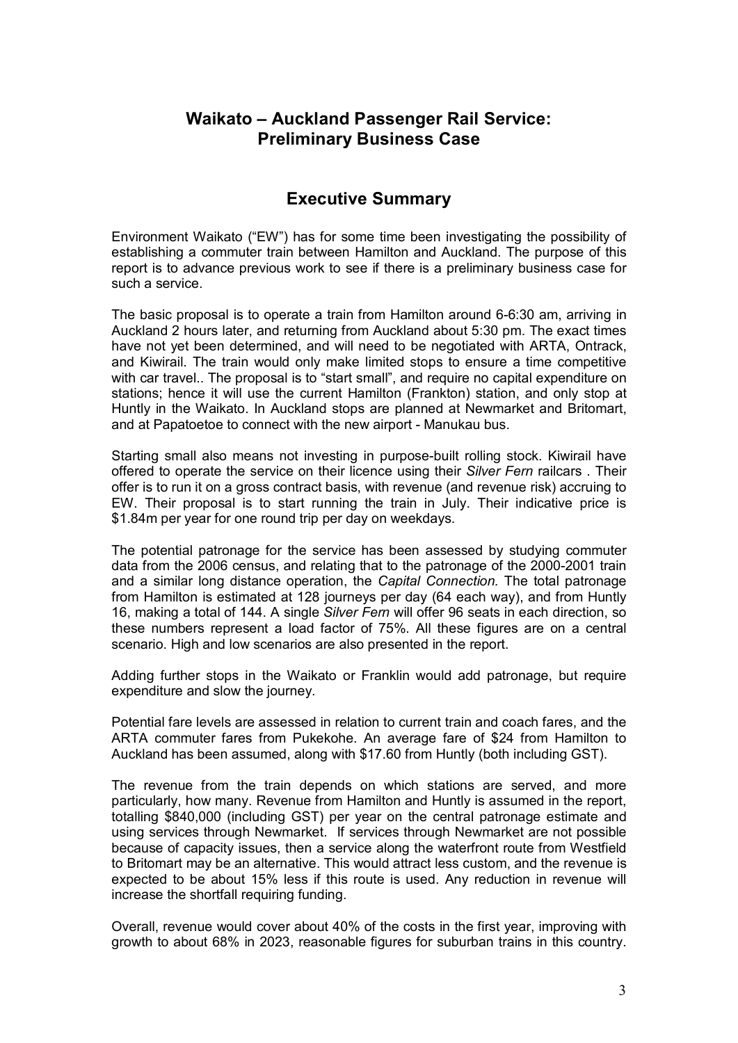# Waikato – Auckland Passenger Rail Service: Preliminary Business Case

## Executive Summary

Environment Waikato ("EW") has for some time been investigating the possibility of establishing a commuter train between Hamilton and Auckland. The purpose of this report is to advance previous work to see if there is a preliminary business case for such a service.

The basic proposal is to operate a train from Hamilton around 6-6:30 am, arriving in Auckland 2 hours later, and returning from Auckland about 5:30 pm. The exact times have not yet been determined, and will need to be negotiated with ARTA, Ontrack, and Kiwirail. The train would only make limited stops to ensure a time competitive with car travel.. The proposal is to "start small", and require no capital expenditure on stations; hence it will use the current Hamilton (Frankton) station, and only stop at Huntly in the Waikato. In Auckland stops are planned at Newmarket and Britomart, and at Papatoetoe to connect with the new airport - Manukau bus.

Starting small also means not investing in purpose-built rolling stock. Kiwirail have offered to operate the service on their licence using their *Silver Fern* railcars . Their offer is to run it on a gross contract basis, with revenue (and revenue risk) accruing to EW. Their proposal is to start running the train in July. Their indicative price is $1.84m per year for one round trip per day on weekdays.

The potential patronage for the service has been assessed by studying commuter data from the 2006 census, and relating that to the patronage of the 2000-2001 train and a similar long distance operation, the *Capital Connection.* The total patronage from Hamilton is estimated at 128 journeys per day (64 each way), and from Huntly 16, making a total of 144. A single *Silver Fern* will offer 96 seats in each direction, so these numbers represent a load factor of 75%. All these figures are on a central scenario. High and low scenarios are also presented in the report.

Adding further stops in the Waikato or Franklin would add patronage, but require expenditure and slow the journey.

Potential fare levels are assessed in relation to current train and coach fares, and the ARTA commuter fares from Pukekohe. An average fare of $24 from Hamilton to Auckland has been assumed, along with $17.60 from Huntly (both including GST).

The revenue from the train depends on which stations are served, and more particularly, how many. Revenue from Hamilton and Huntly is assumed in the report, totalling $840,000 (including GST) per year on the central patronage estimate and using services through Newmarket. If services through Newmarket are not possible because of capacity issues, then a service along the waterfront route from Westfield to Britomart may be an alternative. This would attract less custom, and the revenue is expected to be about 15% less if this route is used. Any reduction in revenue will increase the shortfall requiring funding.

Overall, revenue would cover about 40% of the costs in the first year, improving with growth to about 68% in 2023, reasonable figures for suburban trains in this country.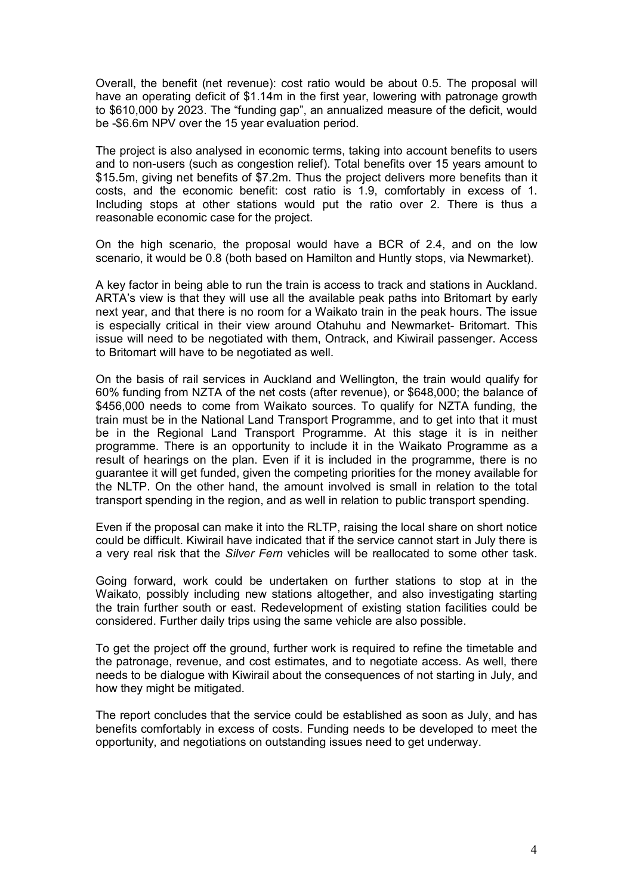Overall, the benefit (net revenue): cost ratio would be about 0.5. The proposal will have an operating deficit of $1.14m in the first year, lowering with patronage growth to $610,000 by 2023. The "funding gap", an annualized measure of the deficit, would be -$6.6m NPV over the 15 year evaluation period.

The project is also analysed in economic terms, taking into account benefits to users and to non-users (such as congestion relief). Total benefits over 15 years amount to $15.5m, giving net benefits of $7.2m. Thus the project delivers more benefits than it costs, and the economic benefit: cost ratio is 1.9, comfortably in excess of 1. Including stops at other stations would put the ratio over 2. There is thus a reasonable economic case for the project.

On the high scenario, the proposal would have a BCR of 2.4, and on the low scenario, it would be 0.8 (both based on Hamilton and Huntly stops, via Newmarket).

A key factor in being able to run the train is access to track and stations in Auckland. ARTA's view is that they will use all the available peak paths into Britomart by early next year, and that there is no room for a Waikato train in the peak hours. The issue is especially critical in their view around Otahuhu and Newmarket- Britomart. This issue will need to be negotiated with them, Ontrack, and Kiwirail passenger. Access to Britomart will have to be negotiated as well.

On the basis of rail services in Auckland and Wellington, the train would qualify for 60% funding from NZTA of the net costs (after revenue), or $648,000; the balance of $456,000 needs to come from Waikato sources. To qualify for NZTA funding, the train must be in the National Land Transport Programme, and to get into that it must be in the Regional Land Transport Programme. At this stage it is in neither programme. There is an opportunity to include it in the Waikato Programme as a result of hearings on the plan. Even if it is included in the programme, there is no guarantee it will get funded, given the competing priorities for the money available for the NLTP. On the other hand, the amount involved is small in relation to the total transport spending in the region, and as well in relation to public transport spending.

Even if the proposal can make it into the RLTP, raising the local share on short notice could be difficult. Kiwirail have indicated that if the service cannot start in July there is a very real risk that the *Silver Fern* vehicles will be reallocated to some other task.

Going forward, work could be undertaken on further stations to stop at in the Waikato, possibly including new stations altogether, and also investigating starting the train further south or east. Redevelopment of existing station facilities could be considered. Further daily trips using the same vehicle are also possible.

To get the project off the ground, further work is required to refine the timetable and the patronage, revenue, and cost estimates, and to negotiate access. As well, there needs to be dialogue with Kiwirail about the consequences of not starting in July, and how they might be mitigated.

The report concludes that the service could be established as soon as July, and has benefits comfortably in excess of costs. Funding needs to be developed to meet the opportunity, and negotiations on outstanding issues need to get underway.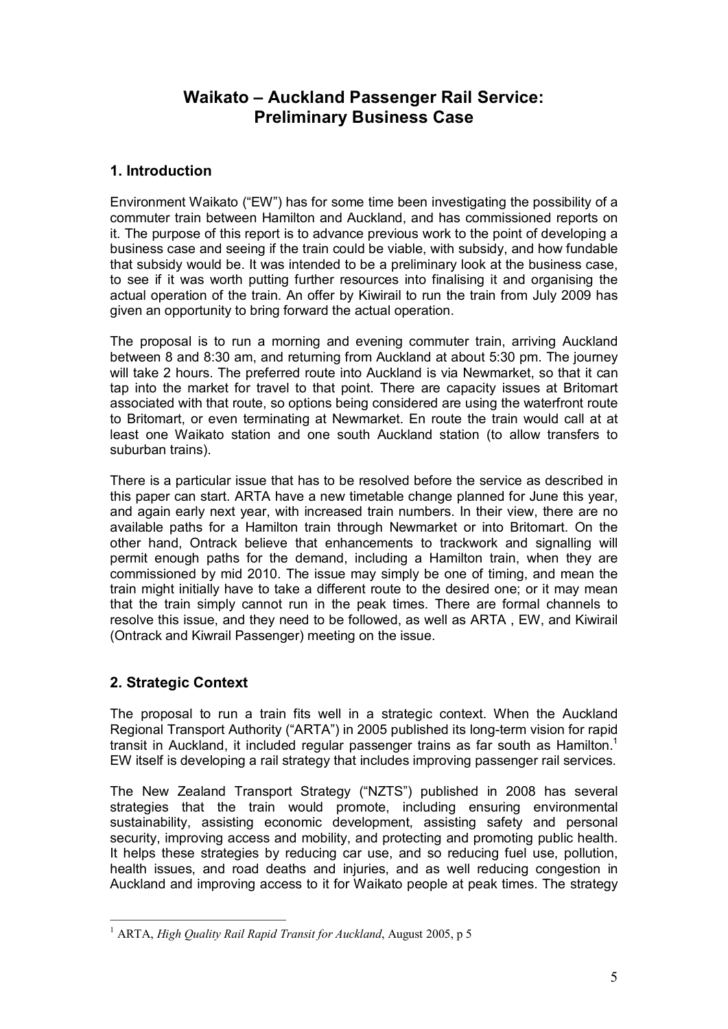# Waikato – Auckland Passenger Rail Service: Preliminary Business Case

## 1. Introduction

Environment Waikato ("EW") has for some time been investigating the possibility of a commuter train between Hamilton and Auckland, and has commissioned reports on it. The purpose of this report is to advance previous work to the point of developing a business case and seeing if the train could be viable, with subsidy, and how fundable that subsidy would be. It was intended to be a preliminary look at the business case, to see if it was worth putting further resources into finalising it and organising the actual operation of the train. An offer by Kiwirail to run the train from July 2009 has given an opportunity to bring forward the actual operation.

The proposal is to run a morning and evening commuter train, arriving Auckland between 8 and 8:30 am, and returning from Auckland at about 5:30 pm. The journey will take 2 hours. The preferred route into Auckland is via Newmarket, so that it can tap into the market for travel to that point. There are capacity issues at Britomart associated with that route, so options being considered are using the waterfront route to Britomart, or even terminating at Newmarket. En route the train would call at at least one Waikato station and one south Auckland station (to allow transfers to suburban trains).

There is a particular issue that has to be resolved before the service as described in this paper can start. ARTA have a new timetable change planned for June this year, and again early next year, with increased train numbers. In their view, there are no available paths for a Hamilton train through Newmarket or into Britomart. On the other hand, Ontrack believe that enhancements to trackwork and signalling will permit enough paths for the demand, including a Hamilton train, when they are commissioned by mid 2010. The issue may simply be one of timing, and mean the train might initially have to take a different route to the desired one; or it may mean that the train simply cannot run in the peak times. There are formal channels to resolve this issue, and they need to be followed, as well as ARTA , EW, and Kiwirail (Ontrack and Kiwrail Passenger) meeting on the issue.

## 2. Strategic Context

The proposal to run a train fits well in a strategic context. When the Auckland Regional Transport Authority ("ARTA") in 2005 published its long-term vision for rapid transit in Auckland, it included regular passenger trains as far south as Hamilton.[1] EW itself is developing a rail strategy that includes improving passenger rail services.

The New Zealand Transport Strategy ("NZTS") published in 2008 has several strategies that the train would promote, including ensuring environmental sustainability, assisting economic development, assisting safety and personal security, improving access and mobility, and protecting and promoting public health. It helps these strategies by reducing car use, and so reducing fuel use, pollution, health issues, and road deaths and injuries, and as well reducing congestion in Auckland and improving access to it for Waikato people at peak times. The strategy

[1] ARTA, *High Quality Rail Rapid Transit for Auckland*, August 2005, p 5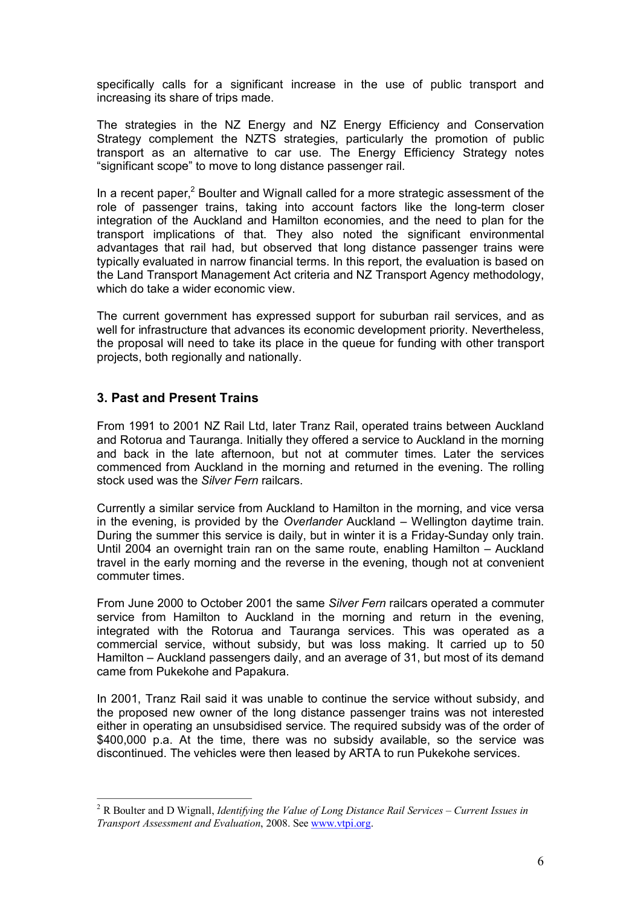specifically calls for a significant increase in the use of public transport and increasing its share of trips made.

The strategies in the NZ Energy and NZ Energy Efficiency and Conservation Strategy complement the NZTS strategies, particularly the promotion of public transport as an alternative to car use. The Energy Efficiency Strategy notes "significant scope" to move to long distance passenger rail.

In a recent paper,[2] Boulter and Wignall called for a more strategic assessment of the role of passenger trains, taking into account factors like the long-term closer integration of the Auckland and Hamilton economies, and the need to plan for the transport implications of that. They also noted the significant environmental advantages that rail had, but observed that long distance passenger trains were typically evaluated in narrow financial terms. In this report, the evaluation is based on the Land Transport Management Act criteria and NZ Transport Agency methodology, which do take a wider economic view.

The current government has expressed support for suburban rail services, and as well for infrastructure that advances its economic development priority. Nevertheless, the proposal will need to take its place in the queue for funding with other transport projects, both regionally and nationally.

## 3. Past and Present Trains

From 1991 to 2001 NZ Rail Ltd, later Tranz Rail, operated trains between Auckland and Rotorua and Tauranga. Initially they offered a service to Auckland in the morning and back in the late afternoon, but not at commuter times. Later the services commenced from Auckland in the morning and returned in the evening. The rolling stock used was the *Silver Fern* railcars.

Currently a similar service from Auckland to Hamilton in the morning, and vice versa in the evening, is provided by the *Overlander* Auckland – Wellington daytime train. During the summer this service is daily, but in winter it is a Friday-Sunday only train. Until 2004 an overnight train ran on the same route, enabling Hamilton – Auckland travel in the early morning and the reverse in the evening, though not at convenient commuter times.

From June 2000 to October 2001 the same *Silver Fern* railcars operated a commuter service from Hamilton to Auckland in the morning and return in the evening, integrated with the Rotorua and Tauranga services. This was operated as a commercial service, without subsidy, but was loss making. It carried up to 50 Hamilton – Auckland passengers daily, and an average of 31, but most of its demand came from Pukekohe and Papakura.

In 2001, Tranz Rail said it was unable to continue the service without subsidy, and the proposed new owner of the long distance passenger trains was not interested either in operating an unsubsidised service. The required subsidy was of the order of $400,000 p.a. At the time, there was no subsidy available, so the service was discontinued. The vehicles were then leased by ARTA to run Pukekohe services.

---

[2] R Boulter and D Wignall, *Identifying the Value of Long Distance Rail Services – Current Issues in Transport Assessment and Evaluation*, 2008. See www.vtpi.org.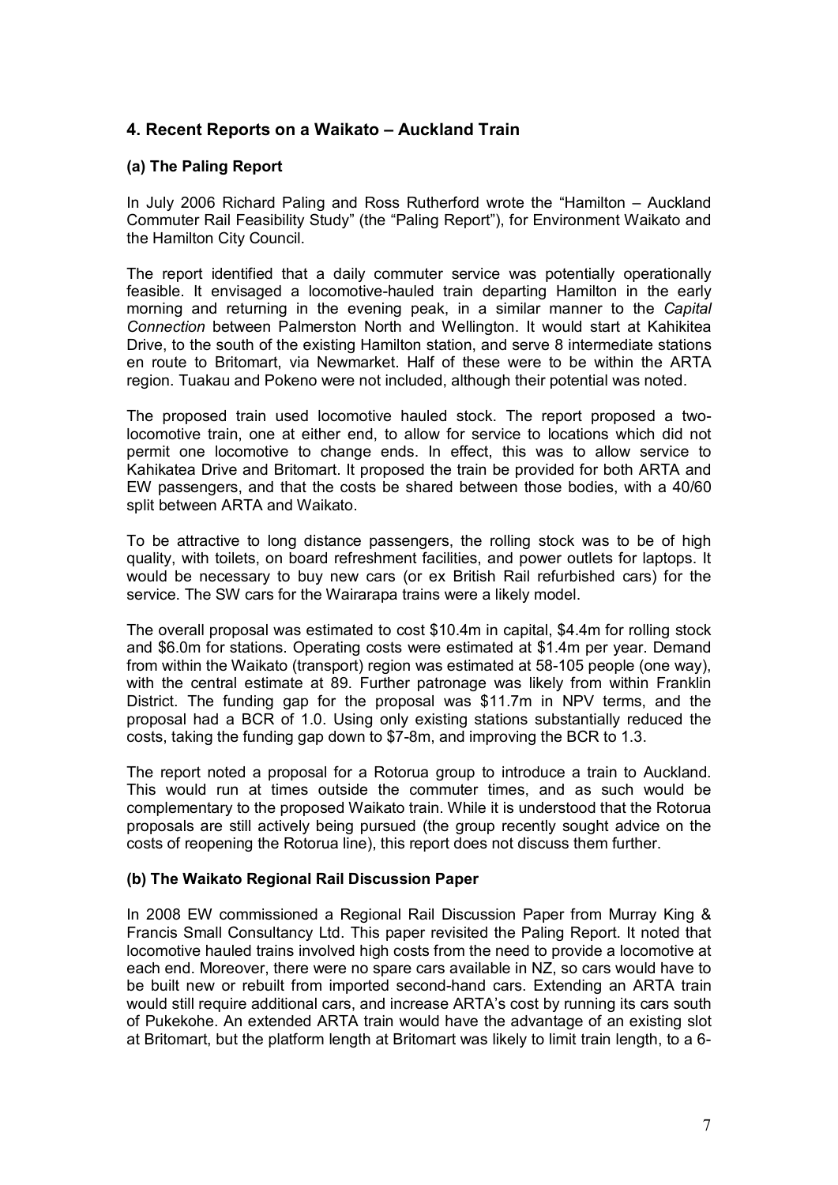## 4. Recent Reports on a Waikato – Auckland Train

### (a) The Paling Report

In July 2006 Richard Paling and Ross Rutherford wrote the "Hamilton – Auckland Commuter Rail Feasibility Study" (the "Paling Report"), for Environment Waikato and the Hamilton City Council.

The report identified that a daily commuter service was potentially operationally feasible. It envisaged a locomotive-hauled train departing Hamilton in the early morning and returning in the evening peak, in a similar manner to the *Capital Connection* between Palmerston North and Wellington. It would start at Kahikitea Drive, to the south of the existing Hamilton station, and serve 8 intermediate stations en route to Britomart, via Newmarket. Half of these were to be within the ARTA region. Tuakau and Pokeno were not included, although their potential was noted.

The proposed train used locomotive hauled stock. The report proposed a two-locomotive train, one at either end, to allow for service to locations which did not permit one locomotive to change ends. In effect, this was to allow service to Kahikatea Drive and Britomart. It proposed the train be provided for both ARTA and EW passengers, and that the costs be shared between those bodies, with a 40/60 split between ARTA and Waikato.

To be attractive to long distance passengers, the rolling stock was to be of high quality, with toilets, on board refreshment facilities, and power outlets for laptops. It would be necessary to buy new cars (or ex British Rail refurbished cars) for the service. The SW cars for the Wairarapa trains were a likely model.

The overall proposal was estimated to cost \$10.4m in capital, \$4.4m for rolling stock and \$6.0m for stations. Operating costs were estimated at \$1.4m per year. Demand from within the Waikato (transport) region was estimated at 58-105 people (one way), with the central estimate at 89. Further patronage was likely from within Franklin District. The funding gap for the proposal was \$11.7m in NPV terms, and the proposal had a BCR of 1.0. Using only existing stations substantially reduced the costs, taking the funding gap down to \$7-8m, and improving the BCR to 1.3.

The report noted a proposal for a Rotorua group to introduce a train to Auckland. This would run at times outside the commuter times, and as such would be complementary to the proposed Waikato train. While it is understood that the Rotorua proposals are still actively being pursued (the group recently sought advice on the costs of reopening the Rotorua line), this report does not discuss them further.

### (b) The Waikato Regional Rail Discussion Paper

In 2008 EW commissioned a Regional Rail Discussion Paper from Murray King & Francis Small Consultancy Ltd. This paper revisited the Paling Report. It noted that locomotive hauled trains involved high costs from the need to provide a locomotive at each end. Moreover, there were no spare cars available in NZ, so cars would have to be built new or rebuilt from imported second-hand cars. Extending an ARTA train would still require additional cars, and increase ARTA's cost by running its cars south of Pukekohe. An extended ARTA train would have the advantage of an existing slot at Britomart, but the platform length at Britomart was likely to limit train length, to a 6-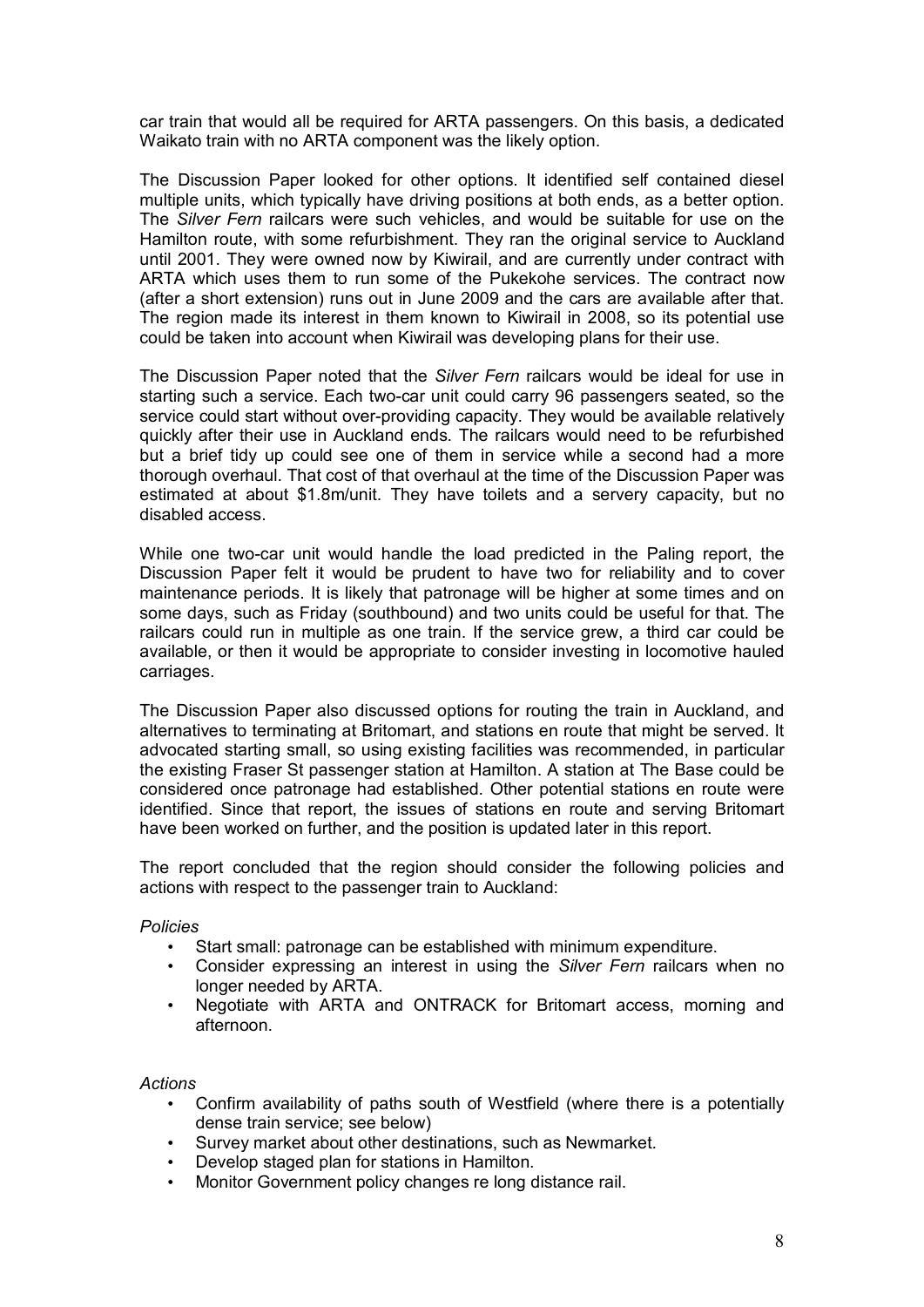car train that would all be required for ARTA passengers. On this basis, a dedicated Waikato train with no ARTA component was the likely option.

The Discussion Paper looked for other options. It identified self contained diesel multiple units, which typically have driving positions at both ends, as a better option. The *Silver Fern* railcars were such vehicles, and would be suitable for use on the Hamilton route, with some refurbishment. They ran the original service to Auckland until 2001. They were owned now by Kiwirail, and are currently under contract with ARTA which uses them to run some of the Pukekohe services. The contract now (after a short extension) runs out in June 2009 and the cars are available after that. The region made its interest in them known to Kiwirail in 2008, so its potential use could be taken into account when Kiwirail was developing plans for their use.

The Discussion Paper noted that the *Silver Fern* railcars would be ideal for use in starting such a service. Each two-car unit could carry 96 passengers seated, so the service could start without over-providing capacity. They would be available relatively quickly after their use in Auckland ends. The railcars would need to be refurbished but a brief tidy up could see one of them in service while a second had a more thorough overhaul. That cost of that overhaul at the time of the Discussion Paper was estimated at about $1.8m/unit. They have toilets and a servery capacity, but no disabled access.

While one two-car unit would handle the load predicted in the Paling report, the Discussion Paper felt it would be prudent to have two for reliability and to cover maintenance periods. It is likely that patronage will be higher at some times and on some days, such as Friday (southbound) and two units could be useful for that. The railcars could run in multiple as one train. If the service grew, a third car could be available, or then it would be appropriate to consider investing in locomotive hauled carriages.

The Discussion Paper also discussed options for routing the train in Auckland, and alternatives to terminating at Britomart, and stations en route that might be served. It advocated starting small, so using existing facilities was recommended, in particular the existing Fraser St passenger station at Hamilton. A station at The Base could be considered once patronage had established. Other potential stations en route were identified. Since that report, the issues of stations en route and serving Britomart have been worked on further, and the position is updated later in this report.

The report concluded that the region should consider the following policies and actions with respect to the passenger train to Auckland:

*Policies*

- Start small: patronage can be established with minimum expenditure.
- Consider expressing an interest in using the *Silver Fern* railcars when no longer needed by ARTA.
- Negotiate with ARTA and ONTRACK for Britomart access, morning and afternoon.

*Actions*

- Confirm availability of paths south of Westfield (where there is a potentially dense train service; see below)
- Survey market about other destinations, such as Newmarket.
- Develop staged plan for stations in Hamilton.
- Monitor Government policy changes re long distance rail.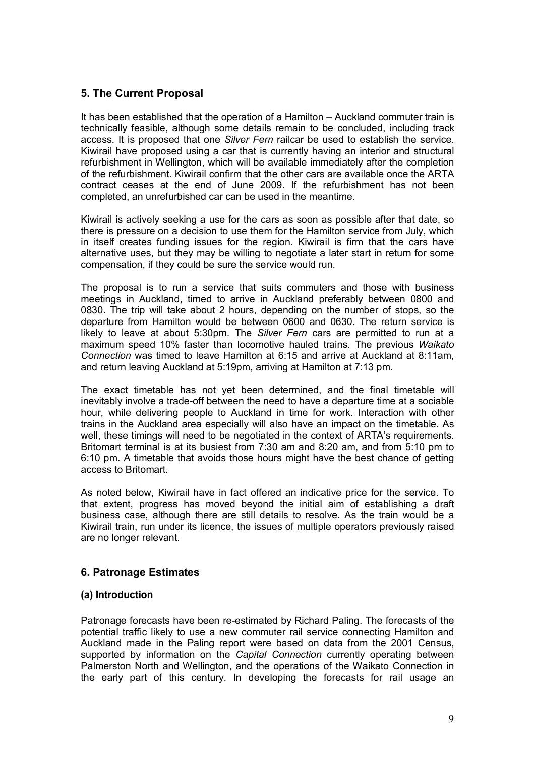## 5. The Current Proposal

It has been established that the operation of a Hamilton – Auckland commuter train is technically feasible, although some details remain to be concluded, including track access. It is proposed that one *Silver Fern* railcar be used to establish the service. Kiwirail have proposed using a car that is currently having an interior and structural refurbishment in Wellington, which will be available immediately after the completion of the refurbishment. Kiwirail confirm that the other cars are available once the ARTA contract ceases at the end of June 2009. If the refurbishment has not been completed, an unrefurbished car can be used in the meantime.

Kiwirail is actively seeking a use for the cars as soon as possible after that date, so there is pressure on a decision to use them for the Hamilton service from July, which in itself creates funding issues for the region. Kiwirail is firm that the cars have alternative uses, but they may be willing to negotiate a later start in return for some compensation, if they could be sure the service would run.

The proposal is to run a service that suits commuters and those with business meetings in Auckland, timed to arrive in Auckland preferably between 0800 and 0830. The trip will take about 2 hours, depending on the number of stops, so the departure from Hamilton would be between 0600 and 0630. The return service is likely to leave at about 5:30pm. The *Silver Fern* cars are permitted to run at a maximum speed 10% faster than locomotive hauled trains. The previous *Waikato Connection* was timed to leave Hamilton at 6:15 and arrive at Auckland at 8:11am, and return leaving Auckland at 5:19pm, arriving at Hamilton at 7:13 pm.

The exact timetable has not yet been determined, and the final timetable will inevitably involve a trade-off between the need to have a departure time at a sociable hour, while delivering people to Auckland in time for work. Interaction with other trains in the Auckland area especially will also have an impact on the timetable. As well, these timings will need to be negotiated in the context of ARTA's requirements. Britomart terminal is at its busiest from 7:30 am and 8:20 am, and from 5:10 pm to 6:10 pm. A timetable that avoids those hours might have the best chance of getting access to Britomart.

As noted below, Kiwirail have in fact offered an indicative price for the service. To that extent, progress has moved beyond the initial aim of establishing a draft business case, although there are still details to resolve. As the train would be a Kiwirail train, run under its licence, the issues of multiple operators previously raised are no longer relevant.

## 6. Patronage Estimates

### (a) Introduction

Patronage forecasts have been re-estimated by Richard Paling. The forecasts of the potential traffic likely to use a new commuter rail service connecting Hamilton and Auckland made in the Paling report were based on data from the 2001 Census, supported by information on the *Capital Connection* currently operating between Palmerston North and Wellington, and the operations of the Waikato Connection in the early part of this century. In developing the forecasts for rail usage an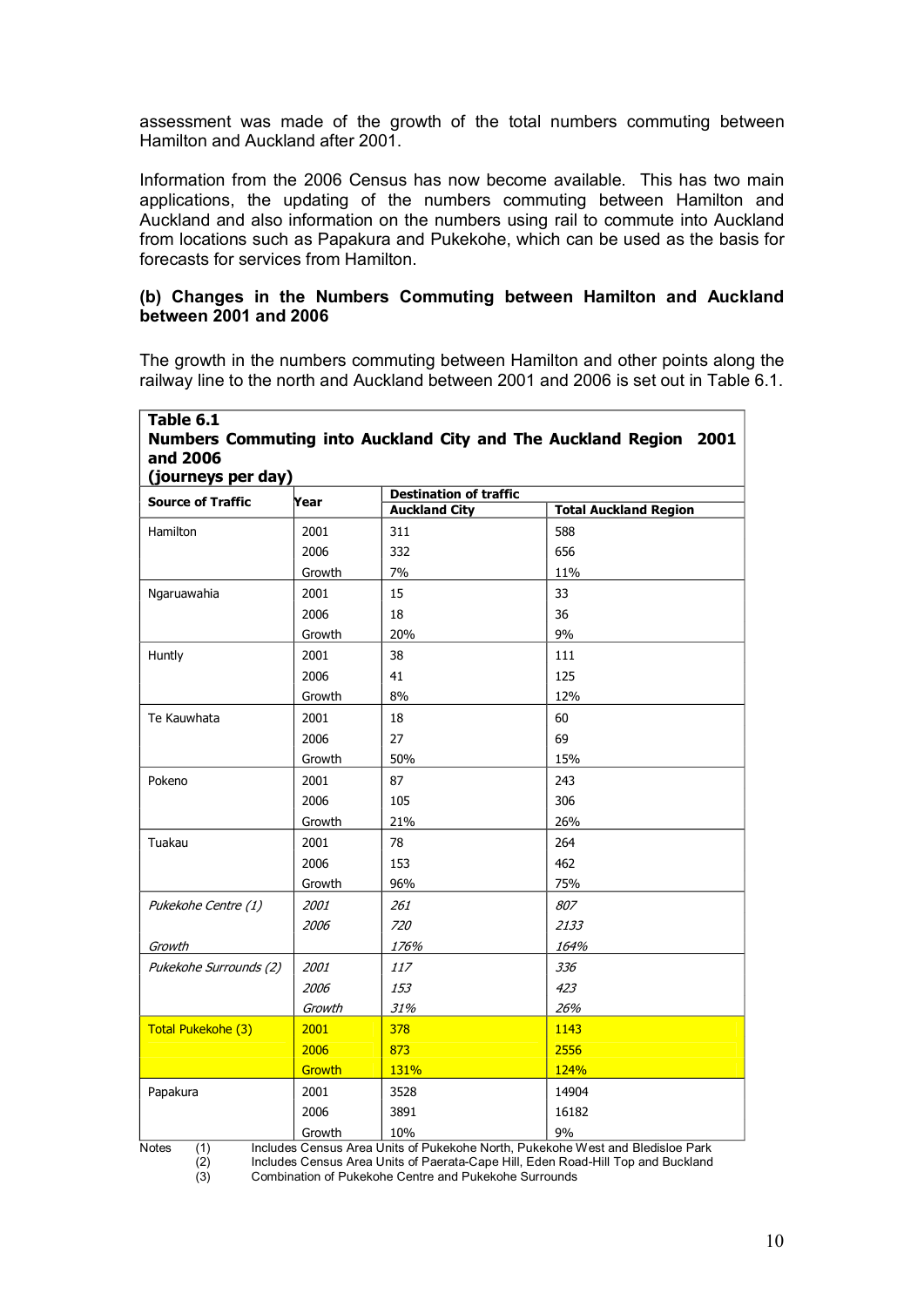assessment was made of the growth of the total numbers commuting between Hamilton and Auckland after 2001.

Information from the 2006 Census has now become available. This has two main applications, the updating of the numbers commuting between Hamilton and Auckland and also information on the numbers using rail to commute into Auckland from locations such as Papakura and Pukekohe, which can be used as the basis for forecasts for services from Hamilton.

### (b) Changes in the Numbers Commuting between Hamilton and Auckland between 2001 and 2006

The growth in the numbers commuting between Hamilton and other points along the railway line to the north and Auckland between 2001 and 2006 is set out in Table 6.1.

**Table 6.1**
**Numbers Commuting into Auckland City and The Auckland Region 2001 and 2006**
**(journeys per day)**

| Source of Traffic | Year | Destination of traffic | |
|---|---|---|---|
| | | **Auckland City** | **Total Auckland Region** |
| Hamilton | 2001 | 311 | 588 |
| | 2006 | 332 | 656 |
| | Growth | 7% | 11% |
| Ngaruawahia | 2001 | 15 | 33 |
| | 2006 | 18 | 36 |
| | Growth | 20% | 9% |
| Huntly | 2001 | 38 | 111 |
| | 2006 | 41 | 125 |
| | Growth | 8% | 12% |
| Te Kauwhata | 2001 | 18 | 60 |
| | 2006 | 27 | 69 |
| | Growth | 50% | 15% |
| Pokeno | 2001 | 87 | 243 |
| | 2006 | 105 | 306 |
| | Growth | 21% | 26% |
| Tuakau | 2001 | 78 | 264 |
| | 2006 | 153 | 462 |
| | Growth | 96% | 75% |
| *Pukekohe Centre (1)* | *2001* | *261* | *807* |
| | *2006* | *720* | *2133* |
| *Growth* | | *176%* | *164%* |
| *Pukekohe Surrounds (2)* | *2001* | *117* | *336* |
| | *2006* | *153* | *423* |
| | *Growth* | *31%* | *26%* |
| Total Pukekohe (3) | 2001 | 378 | 1143 |
| | 2006 | 873 | 2556 |
| | Growth | 131% | 124% |
| Papakura | 2001 | 3528 | 14904 |
| | 2006 | 3891 | 16182 |
| | Growth | 10% | 9% |

Notes
(1) Includes Census Area Units of Pukekohe North, Pukekohe West and Bledisloe Park
(2) Includes Census Area Units of Paerata-Cape Hill, Eden Road-Hill Top and Buckland
(3) Combination of Pukekohe Centre and Pukekohe Surrounds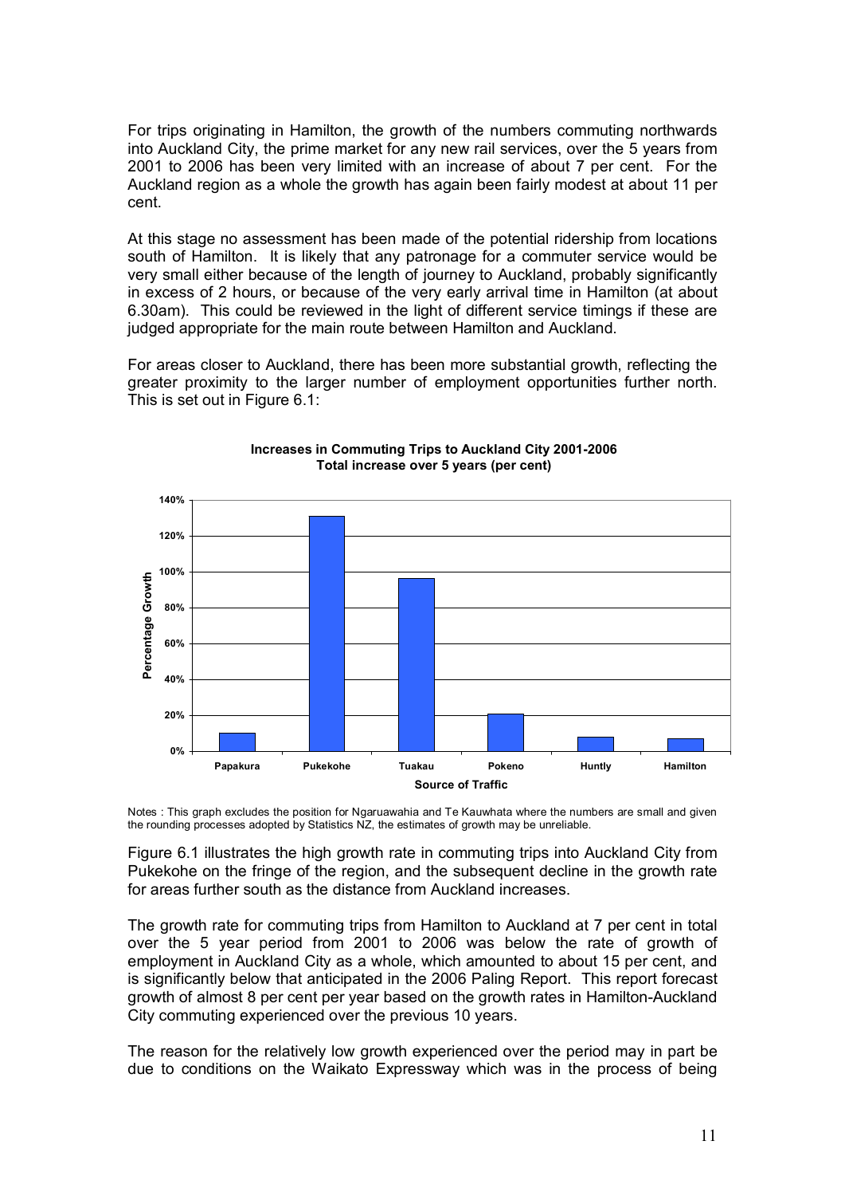For trips originating in Hamilton, the growth of the numbers commuting northwards into Auckland City, the prime market for any new rail services, over the 5 years from 2001 to 2006 has been very limited with an increase of about 7 per cent. For the Auckland region as a whole the growth has again been fairly modest at about 11 per cent.

At this stage no assessment has been made of the potential ridership from locations south of Hamilton. It is likely that any patronage for a commuter service would be very small either because of the length of journey to Auckland, probably significantly in excess of 2 hours, or because of the very early arrival time in Hamilton (at about 6.30am). This could be reviewed in the light of different service timings if these are judged appropriate for the main route between Hamilton and Auckland.

For areas closer to Auckland, there has been more substantial growth, reflecting the greater proximity to the larger number of employment opportunities further north. This is set out in Figure 6.1:

**Increases in Commuting Trips to Auckland City 2001-2006**
**Total increase over 5 years (per cent)**

Percentage Growth

140%
120%
100%
80%
60%
40%
20%
0%

Papakura
Pukekohe
Tuakau
Pokeno
Huntly
Hamilton

Source of Traffic

Notes : This graph excludes the position for Ngaruawahia and Te Kauwhata where the numbers are small and given the rounding processes adopted by Statistics NZ, the estimates of growth may be unreliable.

Figure 6.1 illustrates the high growth rate in commuting trips into Auckland City from Pukekohe on the fringe of the region, and the subsequent decline in the growth rate for areas further south as the distance from Auckland increases.

The growth rate for commuting trips from Hamilton to Auckland at 7 per cent in total over the 5 year period from 2001 to 2006 was below the rate of growth of employment in Auckland City as a whole, which amounted to about 15 per cent, and is significantly below that anticipated in the 2006 Paling Report. This report forecast growth of almost 8 per cent per year based on the growth rates in Hamilton-Auckland City commuting experienced over the previous 10 years.

The reason for the relatively low growth experienced over the period may in part be due to conditions on the Waikato Expressway which was in the process of being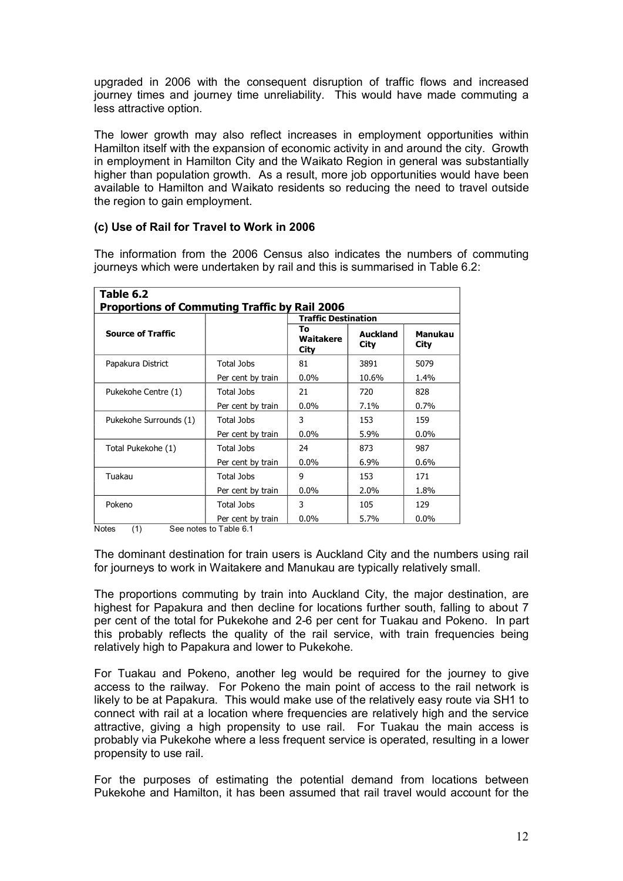upgraded in 2006 with the consequent disruption of traffic flows and increased journey times and journey time unreliability. This would have made commuting a less attractive option.

The lower growth may also reflect increases in employment opportunities within Hamilton itself with the expansion of economic activity in and around the city. Growth in employment in Hamilton City and the Waikato Region in general was substantially higher than population growth. As a result, more job opportunities would have been available to Hamilton and Waikato residents so reducing the need to travel outside the region to gain employment.

**(c) Use of Rail for Travel to Work in 2006**

The information from the 2006 Census also indicates the numbers of commuting journeys which were undertaken by rail and this is summarised in Table 6.2:

**Table 6.2**
**Proportions of Commuting Traffic by Rail 2006**

| Source of Traffic | | Traffic Destination | | |
|---|---|---|---|---|
| | | To Waitakere City | Auckland City | Manukau City |
| Papakura District | Total Jobs | 81 | 3891 | 5079 |
| | Per cent by train | 0.0% | 10.6% | 1.4% |
| Pukekohe Centre (1) | Total Jobs | 21 | 720 | 828 |
| | Per cent by train | 0.0% | 7.1% | 0.7% |
| Pukekohe Surrounds (1) | Total Jobs | 3 | 153 | 159 |
| | Per cent by train | 0.0% | 5.9% | 0.0% |
| Total Pukekohe (1) | Total Jobs | 24 | 873 | 987 |
| | Per cent by train | 0.0% | 6.9% | 0.6% |
| Tuakau | Total Jobs | 9 | 153 | 171 |
| | Per cent by train | 0.0% | 2.0% | 1.8% |
| Pokeno | Total Jobs | 3 | 105 | 129 |
| | Per cent by train | 0.0% | 5.7% | 0.0% |

Notes (1) See notes to Table 6.1

The dominant destination for train users is Auckland City and the numbers using rail for journeys to work in Waitakere and Manukau are typically relatively small.

The proportions commuting by train into Auckland City, the major destination, are highest for Papakura and then decline for locations further south, falling to about 7 per cent of the total for Pukekohe and 2-6 per cent for Tuakau and Pokeno. In part this probably reflects the quality of the rail service, with train frequencies being relatively high to Papakura and lower to Pukekohe.

For Tuakau and Pokeno, another leg would be required for the journey to give access to the railway. For Pokeno the main point of access to the rail network is likely to be at Papakura. This would make use of the relatively easy route via SH1 to connect with rail at a location where frequencies are relatively high and the service attractive, giving a high propensity to use rail. For Tuakau the main access is probably via Pukekohe where a less frequent service is operated, resulting in a lower propensity to use rail.

For the purposes of estimating the potential demand from locations between Pukekohe and Hamilton, it has been assumed that rail travel would account for the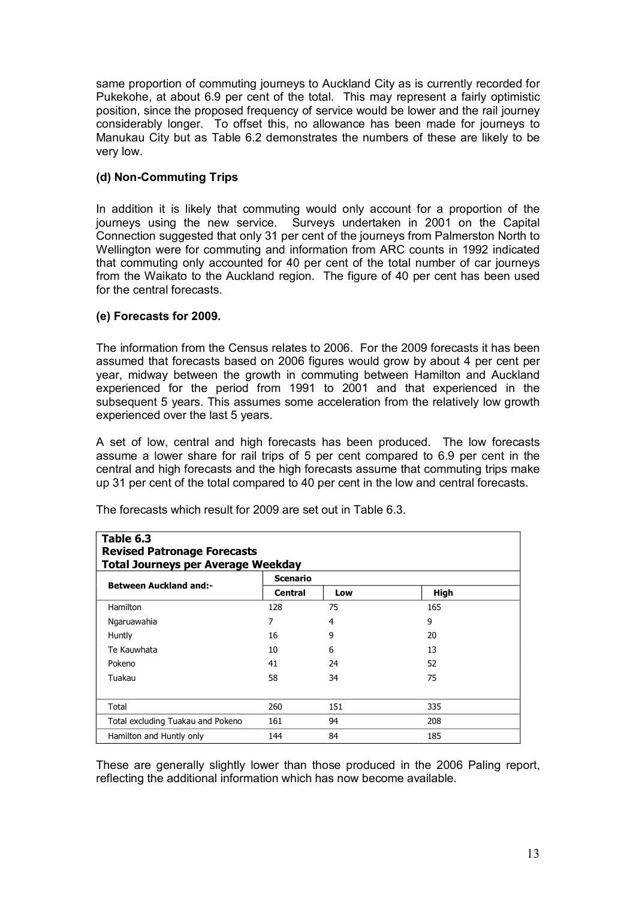same proportion of commuting journeys to Auckland City as is currently recorded for Pukekohe, at about 6.9 per cent of the total. This may represent a fairly optimistic position, since the proposed frequency of service would be lower and the rail journey considerably longer. To offset this, no allowance has been made for journeys to Manukau City but as Table 6.2 demonstrates the numbers of these are likely to be very low.

### (d) Non-Commuting Trips

In addition it is likely that commuting would only account for a proportion of the journeys using the new service. Surveys undertaken in 2001 on the Capital Connection suggested that only 31 per cent of the journeys from Palmerston North to Wellington were for commuting and information from ARC counts in 1992 indicated that commuting only accounted for 40 per cent of the total number of car journeys from the Waikato to the Auckland region. The figure of 40 per cent has been used for the central forecasts.

### (e) Forecasts for 2009.

The information from the Census relates to 2006. For the 2009 forecasts it has been assumed that forecasts based on 2006 figures would grow by about 4 per cent per year, midway between the growth in commuting between Hamilton and Auckland experienced for the period from 1991 to 2001 and that experienced in the subsequent 5 years. This assumes some acceleration from the relatively low growth experienced over the last 5 years.

A set of low, central and high forecasts has been produced. The low forecasts assume a lower share for rail trips of 5 per cent compared to 6.9 per cent in the central and high forecasts and the high forecasts assume that commuting trips make up 31 per cent of the total compared to 40 per cent in the low and central forecasts.

The forecasts which result for 2009 are set out in Table 6.3.

**Table 6.3**
**Revised Patronage Forecasts**
**Total Journeys per Average Weekday**

| Between Auckland and:- | Scenario | | |
|---|---|---|---|
| | Central | Low | High |
| Hamilton | 128 | 75 | 165 |
| Ngaruawahia | 7 | 4 | 9 |
| Huntly | 16 | 9 | 20 |
| Te Kauwhata | 10 | 6 | 13 |
| Pokeno | 41 | 24 | 52 |
| Tuakau | 58 | 34 | 75 |
| Total | 260 | 151 | 335 |
| Total excluding Tuakau and Pokeno | 161 | 94 | 208 |
| Hamilton and Huntly only | 144 | 84 | 185 |

These are generally slightly lower than those produced in the 2006 Paling report, reflecting the additional information which has now become available.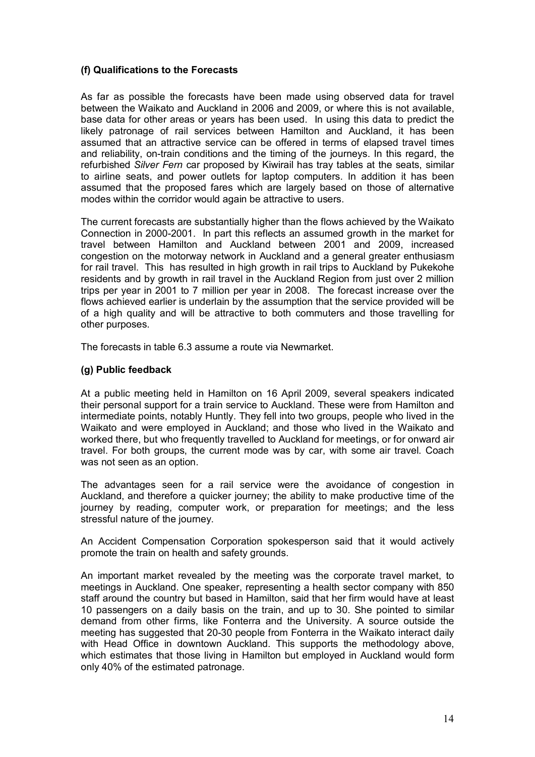### (f) Qualifications to the Forecasts

As far as possible the forecasts have been made using observed data for travel between the Waikato and Auckland in 2006 and 2009, or where this is not available, base data for other areas or years has been used. In using this data to predict the likely patronage of rail services between Hamilton and Auckland, it has been assumed that an attractive service can be offered in terms of elapsed travel times and reliability, on-train conditions and the timing of the journeys. In this regard, the refurbished *Silver Fern* car proposed by Kiwirail has tray tables at the seats, similar to airline seats, and power outlets for laptop computers. In addition it has been assumed that the proposed fares which are largely based on those of alternative modes within the corridor would again be attractive to users.

The current forecasts are substantially higher than the flows achieved by the Waikato Connection in 2000-2001. In part this reflects an assumed growth in the market for travel between Hamilton and Auckland between 2001 and 2009, increased congestion on the motorway network in Auckland and a general greater enthusiasm for rail travel. This has resulted in high growth in rail trips to Auckland by Pukekohe residents and by growth in rail travel in the Auckland Region from just over 2 million trips per year in 2001 to 7 million per year in 2008. The forecast increase over the flows achieved earlier is underlain by the assumption that the service provided will be of a high quality and will be attractive to both commuters and those travelling for other purposes.

The forecasts in table 6.3 assume a route via Newmarket.

### (g) Public feedback

At a public meeting held in Hamilton on 16 April 2009, several speakers indicated their personal support for a train service to Auckland. These were from Hamilton and intermediate points, notably Huntly. They fell into two groups, people who lived in the Waikato and were employed in Auckland; and those who lived in the Waikato and worked there, but who frequently travelled to Auckland for meetings, or for onward air travel. For both groups, the current mode was by car, with some air travel. Coach was not seen as an option.

The advantages seen for a rail service were the avoidance of congestion in Auckland, and therefore a quicker journey; the ability to make productive time of the journey by reading, computer work, or preparation for meetings; and the less stressful nature of the journey.

An Accident Compensation Corporation spokesperson said that it would actively promote the train on health and safety grounds.

An important market revealed by the meeting was the corporate travel market, to meetings in Auckland. One speaker, representing a health sector company with 850 staff around the country but based in Hamilton, said that her firm would have at least 10 passengers on a daily basis on the train, and up to 30. She pointed to similar demand from other firms, like Fonterra and the University. A source outside the meeting has suggested that 20-30 people from Fonterra in the Waikato interact daily with Head Office in downtown Auckland. This supports the methodology above, which estimates that those living in Hamilton but employed in Auckland would form only 40% of the estimated patronage.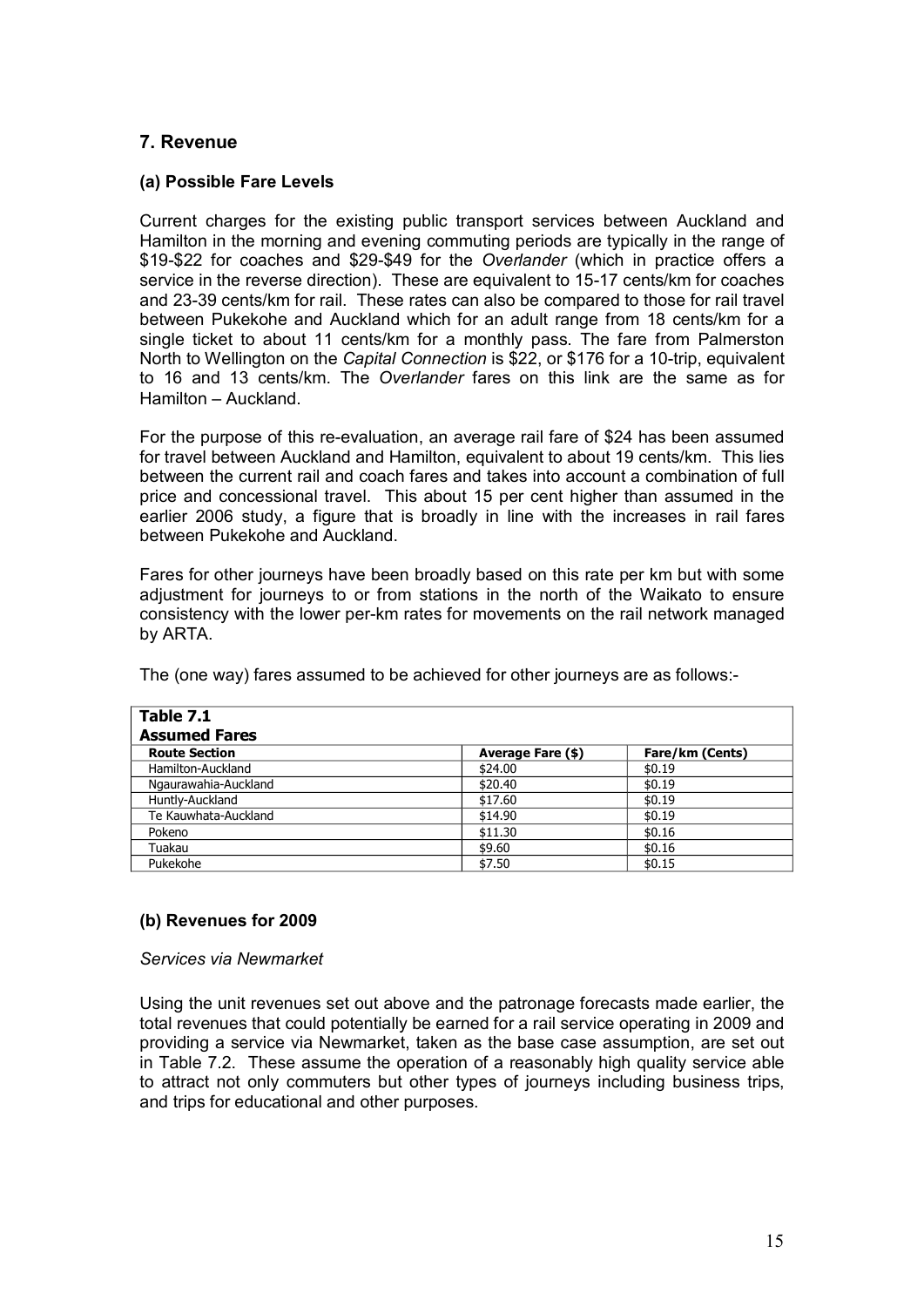## 7. Revenue

### (a) Possible Fare Levels

Current charges for the existing public transport services between Auckland and Hamilton in the morning and evening commuting periods are typically in the range of \$19-\$22 for coaches and \$29-\$49 for the *Overlander* (which in practice offers a service in the reverse direction). These are equivalent to 15-17 cents/km for coaches and 23-39 cents/km for rail. These rates can also be compared to those for rail travel between Pukekohe and Auckland which for an adult range from 18 cents/km for a single ticket to about 11 cents/km for a monthly pass. The fare from Palmerston North to Wellington on the *Capital Connection* is \$22, or \$176 for a 10-trip, equivalent to 16 and 13 cents/km. The *Overlander* fares on this link are the same as for Hamilton – Auckland.

For the purpose of this re-evaluation, an average rail fare of \$24 has been assumed for travel between Auckland and Hamilton, equivalent to about 19 cents/km. This lies between the current rail and coach fares and takes into account a combination of full price and concessional travel. This about 15 per cent higher than assumed in the earlier 2006 study, a figure that is broadly in line with the increases in rail fares between Pukekohe and Auckland.

Fares for other journeys have been broadly based on this rate per km but with some adjustment for journeys to or from stations in the north of the Waikato to ensure consistency with the lower per-km rates for movements on the rail network managed by ARTA.

The (one way) fares assumed to be achieved for other journeys are as follows:-

**Table 7.1**
**Assumed Fares**

| Route Section | Average Fare (\$) | Fare/km (Cents) |
|---|---|---|
| Hamilton-Auckland | \$24.00 | \$0.19 |
| Ngaurawahia-Auckland | \$20.40 | \$0.19 |
| Huntly-Auckland | \$17.60 | \$0.19 |
| Te Kauwhata-Auckland | \$14.90 | \$0.19 |
| Pokeno | \$11.30 | \$0.16 |
| Tuakau | \$9.60 | \$0.16 |
| Pukekohe | \$7.50 | \$0.15 |

### (b) Revenues for 2009

*Services via Newmarket*

Using the unit revenues set out above and the patronage forecasts made earlier, the total revenues that could potentially be earned for a rail service operating in 2009 and providing a service via Newmarket, taken as the base case assumption, are set out in Table 7.2. These assume the operation of a reasonably high quality service able to attract not only commuters but other types of journeys including business trips, and trips for educational and other purposes.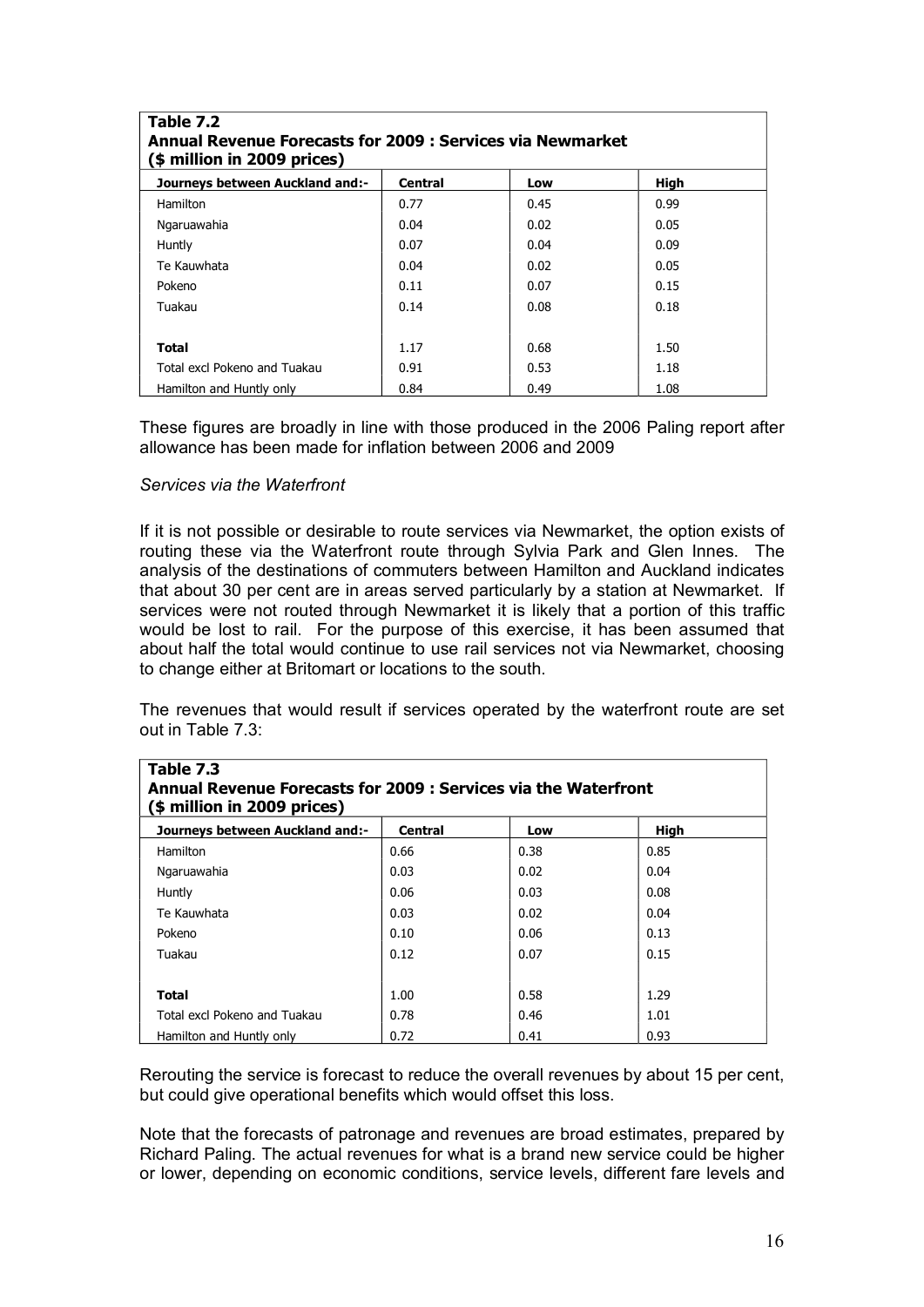**Table 7.2**
**Annual Revenue Forecasts for 2009 : Services via Newmarket**
**($ million in 2009 prices)**

| Journeys between Auckland and:- | Central | Low | High |
|---|---|---|---|
| Hamilton | 0.77 | 0.45 | 0.99 |
| Ngaruawahia | 0.04 | 0.02 | 0.05 |
| Huntly | 0.07 | 0.04 | 0.09 |
| Te Kauwhata | 0.04 | 0.02 | 0.05 |
| Pokeno | 0.11 | 0.07 | 0.15 |
| Tuakau | 0.14 | 0.08 | 0.18 |
| | | | |
| **Total** | 1.17 | 0.68 | 1.50 |
| Total excl Pokeno and Tuakau | 0.91 | 0.53 | 1.18 |
| Hamilton and Huntly only | 0.84 | 0.49 | 1.08 |

These figures are broadly in line with those produced in the 2006 Paling report after allowance has been made for inflation between 2006 and 2009

*Services via the Waterfront*

If it is not possible or desirable to route services via Newmarket, the option exists of routing these via the Waterfront route through Sylvia Park and Glen Innes. The analysis of the destinations of commuters between Hamilton and Auckland indicates that about 30 per cent are in areas served particularly by a station at Newmarket. If services were not routed through Newmarket it is likely that a portion of this traffic would be lost to rail. For the purpose of this exercise, it has been assumed that about half the total would continue to use rail services not via Newmarket, choosing to change either at Britomart or locations to the south.

The revenues that would result if services operated by the waterfront route are set out in Table 7.3:

**Table 7.3**
**Annual Revenue Forecasts for 2009 : Services via the Waterfront**
**($ million in 2009 prices)**

| Journeys between Auckland and:- | Central | Low | High |
|---|---|---|---|
| Hamilton | 0.66 | 0.38 | 0.85 |
| Ngaruawahia | 0.03 | 0.02 | 0.04 |
| Huntly | 0.06 | 0.03 | 0.08 |
| Te Kauwhata | 0.03 | 0.02 | 0.04 |
| Pokeno | 0.10 | 0.06 | 0.13 |
| Tuakau | 0.12 | 0.07 | 0.15 |
| | | | |
| **Total** | 1.00 | 0.58 | 1.29 |
| Total excl Pokeno and Tuakau | 0.78 | 0.46 | 1.01 |
| Hamilton and Huntly only | 0.72 | 0.41 | 0.93 |

Rerouting the service is forecast to reduce the overall revenues by about 15 per cent, but could give operational benefits which would offset this loss.

Note that the forecasts of patronage and revenues are broad estimates, prepared by Richard Paling. The actual revenues for what is a brand new service could be higher or lower, depending on economic conditions, service levels, different fare levels and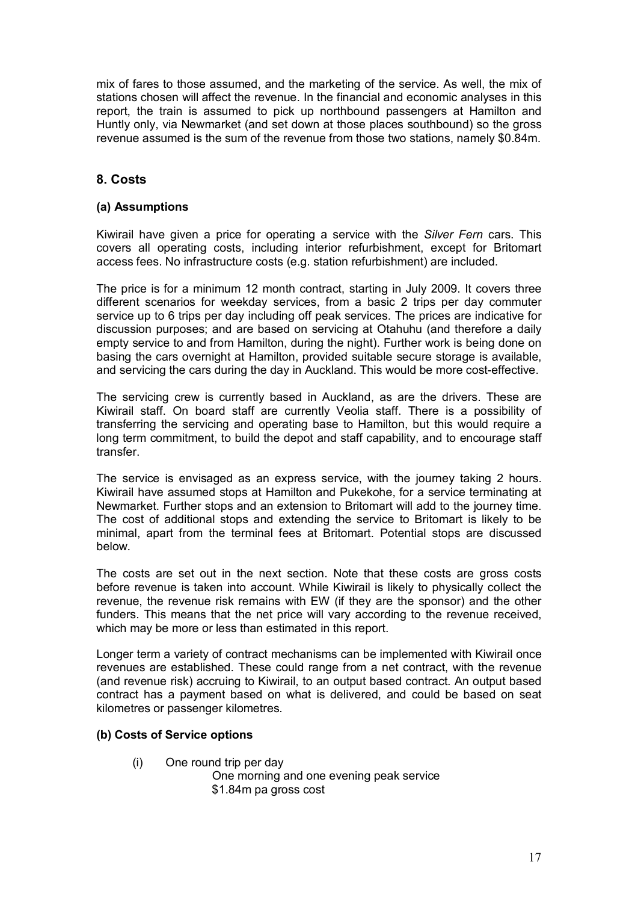mix of fares to those assumed, and the marketing of the service. As well, the mix of stations chosen will affect the revenue. In the financial and economic analyses in this report, the train is assumed to pick up northbound passengers at Hamilton and Huntly only, via Newmarket (and set down at those places southbound) so the gross revenue assumed is the sum of the revenue from those two stations, namely $0.84m.

## 8. Costs

### (a) Assumptions

Kiwirail have given a price for operating a service with the *Silver Fern* cars. This covers all operating costs, including interior refurbishment, except for Britomart access fees. No infrastructure costs (e.g. station refurbishment) are included.

The price is for a minimum 12 month contract, starting in July 2009. It covers three different scenarios for weekday services, from a basic 2 trips per day commuter service up to 6 trips per day including off peak services. The prices are indicative for discussion purposes; and are based on servicing at Otahuhu (and therefore a daily empty service to and from Hamilton, during the night). Further work is being done on basing the cars overnight at Hamilton, provided suitable secure storage is available, and servicing the cars during the day in Auckland. This would be more cost-effective.

The servicing crew is currently based in Auckland, as are the drivers. These are Kiwirail staff. On board staff are currently Veolia staff. There is a possibility of transferring the servicing and operating base to Hamilton, but this would require a long term commitment, to build the depot and staff capability, and to encourage staff transfer.

The service is envisaged as an express service, with the journey taking 2 hours. Kiwirail have assumed stops at Hamilton and Pukekohe, for a service terminating at Newmarket. Further stops and an extension to Britomart will add to the journey time. The cost of additional stops and extending the service to Britomart is likely to be minimal, apart from the terminal fees at Britomart. Potential stops are discussed below.

The costs are set out in the next section. Note that these costs are gross costs before revenue is taken into account. While Kiwirail is likely to physically collect the revenue, the revenue risk remains with EW (if they are the sponsor) and the other funders. This means that the net price will vary according to the revenue received, which may be more or less than estimated in this report.

Longer term a variety of contract mechanisms can be implemented with Kiwirail once revenues are established. These could range from a net contract, with the revenue (and revenue risk) accruing to Kiwirail, to an output based contract. An output based contract has a payment based on what is delivered, and could be based on seat kilometres or passenger kilometres.

### (b) Costs of Service options

(i) One round trip per day
  One morning and one evening peak service
  $1.84m pa gross cost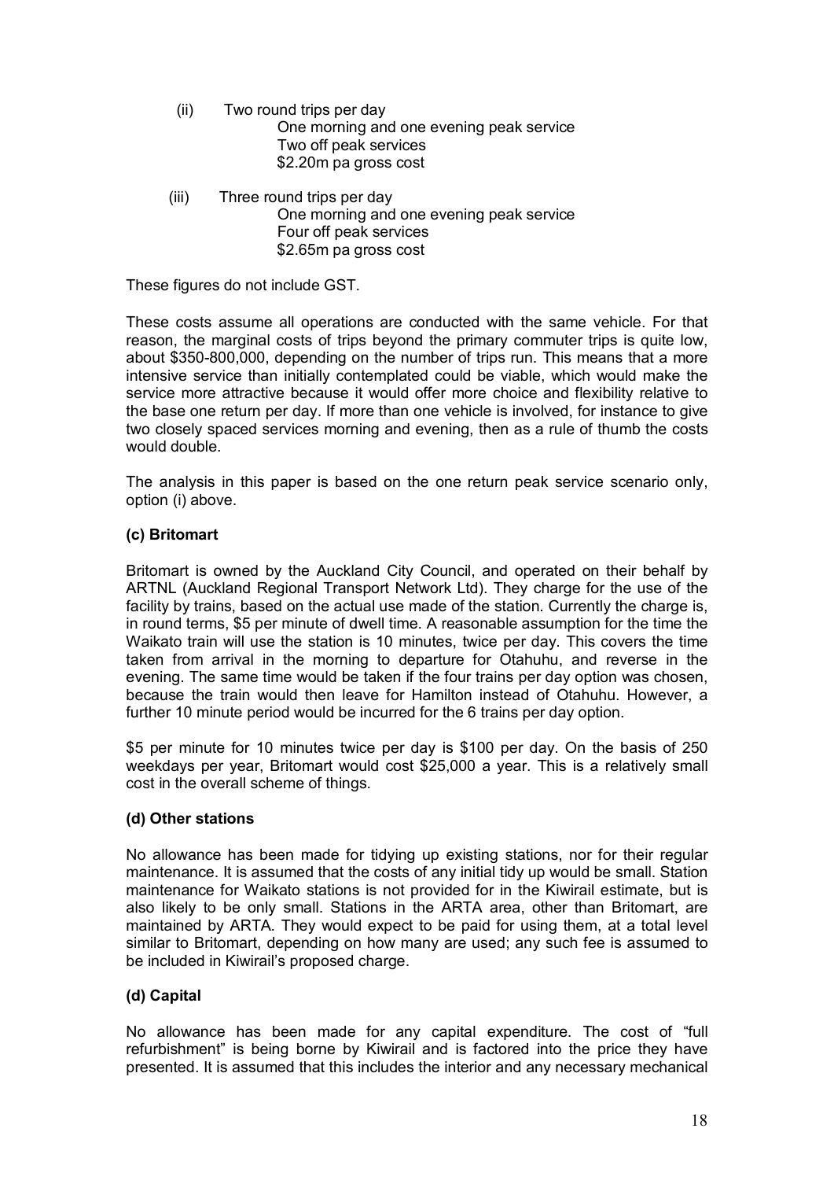(ii) Two round trips per day
One morning and one evening peak service
Two off peak services
\$2.20m pa gross cost

(iii) Three round trips per day
One morning and one evening peak service
Four off peak services
\$2.65m pa gross cost

These figures do not include GST.

These costs assume all operations are conducted with the same vehicle. For that reason, the marginal costs of trips beyond the primary commuter trips is quite low, about \$350-800,000, depending on the number of trips run. This means that a more intensive service than initially contemplated could be viable, which would make the service more attractive because it would offer more choice and flexibility relative to the base one return per day. If more than one vehicle is involved, for instance to give two closely spaced services morning and evening, then as a rule of thumb the costs would double.

The analysis in this paper is based on the one return peak service scenario only, option (i) above.

**(c) Britomart**

Britomart is owned by the Auckland City Council, and operated on their behalf by ARTNL (Auckland Regional Transport Network Ltd). They charge for the use of the facility by trains, based on the actual use made of the station. Currently the charge is, in round terms, \$5 per minute of dwell time. A reasonable assumption for the time the Waikato train will use the station is 10 minutes, twice per day. This covers the time taken from arrival in the morning to departure for Otahuhu, and reverse in the evening. The same time would be taken if the four trains per day option was chosen, because the train would then leave for Hamilton instead of Otahuhu. However, a further 10 minute period would be incurred for the 6 trains per day option.

\$5 per minute for 10 minutes twice per day is \$100 per day. On the basis of 250 weekdays per year, Britomart would cost \$25,000 a year. This is a relatively small cost in the overall scheme of things.

**(d) Other stations**

No allowance has been made for tidying up existing stations, nor for their regular maintenance. It is assumed that the costs of any initial tidy up would be small. Station maintenance for Waikato stations is not provided for in the Kiwirail estimate, but is also likely to be only small. Stations in the ARTA area, other than Britomart, are maintained by ARTA. They would expect to be paid for using them, at a total level similar to Britomart, depending on how many are used; any such fee is assumed to be included in Kiwirail's proposed charge.

**(d) Capital**

No allowance has been made for any capital expenditure. The cost of "full refurbishment" is being borne by Kiwirail and is factored into the price they have presented. It is assumed that this includes the interior and any necessary mechanical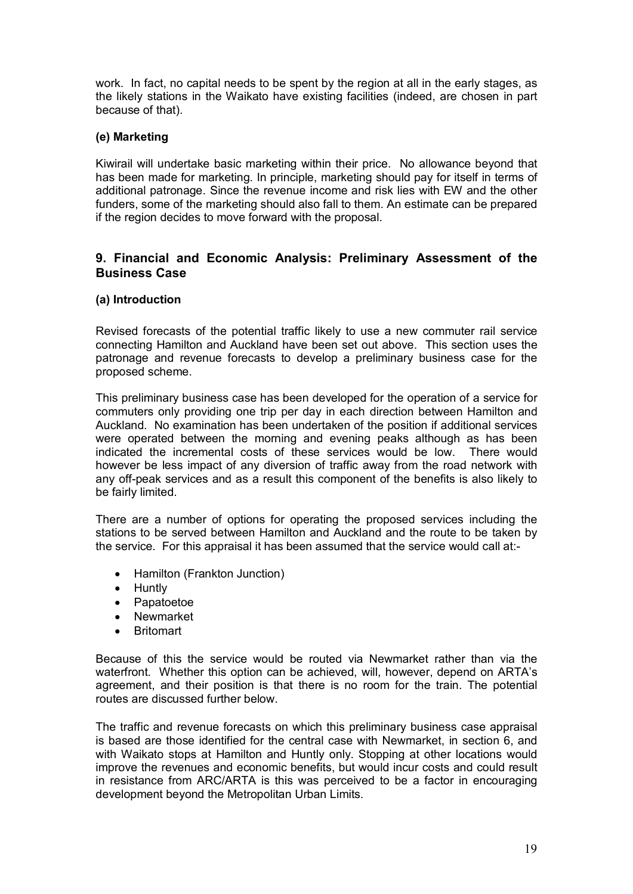work. In fact, no capital needs to be spent by the region at all in the early stages, as the likely stations in the Waikato have existing facilities (indeed, are chosen in part because of that).

### (e) Marketing

Kiwirail will undertake basic marketing within their price. No allowance beyond that has been made for marketing. In principle, marketing should pay for itself in terms of additional patronage. Since the revenue income and risk lies with EW and the other funders, some of the marketing should also fall to them. An estimate can be prepared if the region decides to move forward with the proposal.

## 9. Financial and Economic Analysis: Preliminary Assessment of the Business Case

### (a) Introduction

Revised forecasts of the potential traffic likely to use a new commuter rail service connecting Hamilton and Auckland have been set out above. This section uses the patronage and revenue forecasts to develop a preliminary business case for the proposed scheme.

This preliminary business case has been developed for the operation of a service for commuters only providing one trip per day in each direction between Hamilton and Auckland. No examination has been undertaken of the position if additional services were operated between the morning and evening peaks although as has been indicated the incremental costs of these services would be low. There would however be less impact of any diversion of traffic away from the road network with any off-peak services and as a result this component of the benefits is also likely to be fairly limited.

There are a number of options for operating the proposed services including the stations to be served between Hamilton and Auckland and the route to be taken by the service. For this appraisal it has been assumed that the service would call at:-

- Hamilton (Frankton Junction)
- Huntly
- Papatoetoe
- Newmarket
- Britomart

Because of this the service would be routed via Newmarket rather than via the waterfront. Whether this option can be achieved, will, however, depend on ARTA's agreement, and their position is that there is no room for the train. The potential routes are discussed further below.

The traffic and revenue forecasts on which this preliminary business case appraisal is based are those identified for the central case with Newmarket, in section 6, and with Waikato stops at Hamilton and Huntly only. Stopping at other locations would improve the revenues and economic benefits, but would incur costs and could result in resistance from ARC/ARTA is this was perceived to be a factor in encouraging development beyond the Metropolitan Urban Limits.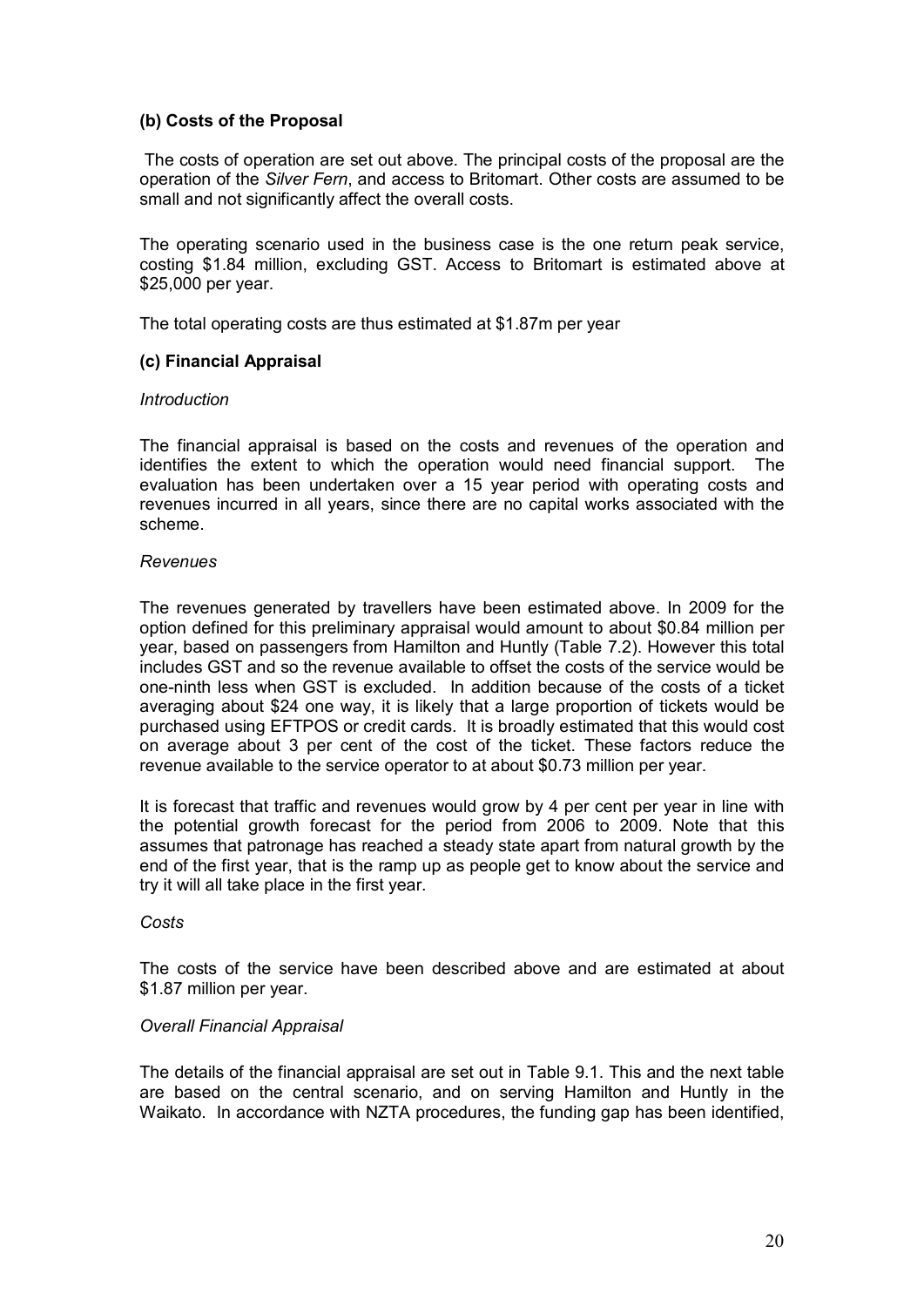### (b) Costs of the Proposal

The costs of operation are set out above. The principal costs of the proposal are the operation of the *Silver Fern*, and access to Britomart. Other costs are assumed to be small and not significantly affect the overall costs.

The operating scenario used in the business case is the one return peak service, costing $1.84 million, excluding GST. Access to Britomart is estimated above at $25,000 per year.

The total operating costs are thus estimated at $1.87m per year

### (c) Financial Appraisal

*Introduction*

The financial appraisal is based on the costs and revenues of the operation and identifies the extent to which the operation would need financial support. The evaluation has been undertaken over a 15 year period with operating costs and revenues incurred in all years, since there are no capital works associated with the scheme.

*Revenues*

The revenues generated by travellers have been estimated above. In 2009 for the option defined for this preliminary appraisal would amount to about $0.84 million per year, based on passengers from Hamilton and Huntly (Table 7.2). However this total includes GST and so the revenue available to offset the costs of the service would be one-ninth less when GST is excluded. In addition because of the costs of a ticket averaging about $24 one way, it is likely that a large proportion of tickets would be purchased using EFTPOS or credit cards. It is broadly estimated that this would cost on average about 3 per cent of the cost of the ticket. These factors reduce the revenue available to the service operator to at about $0.73 million per year.

It is forecast that traffic and revenues would grow by 4 per cent per year in line with the potential growth forecast for the period from 2006 to 2009. Note that this assumes that patronage has reached a steady state apart from natural growth by the end of the first year, that is the ramp up as people get to know about the service and try it will all take place in the first year.

*Costs*

The costs of the service have been described above and are estimated at about $1.87 million per year.

*Overall Financial Appraisal*

The details of the financial appraisal are set out in Table 9.1. This and the next table are based on the central scenario, and on serving Hamilton and Huntly in the Waikato. In accordance with NZTA procedures, the funding gap has been identified,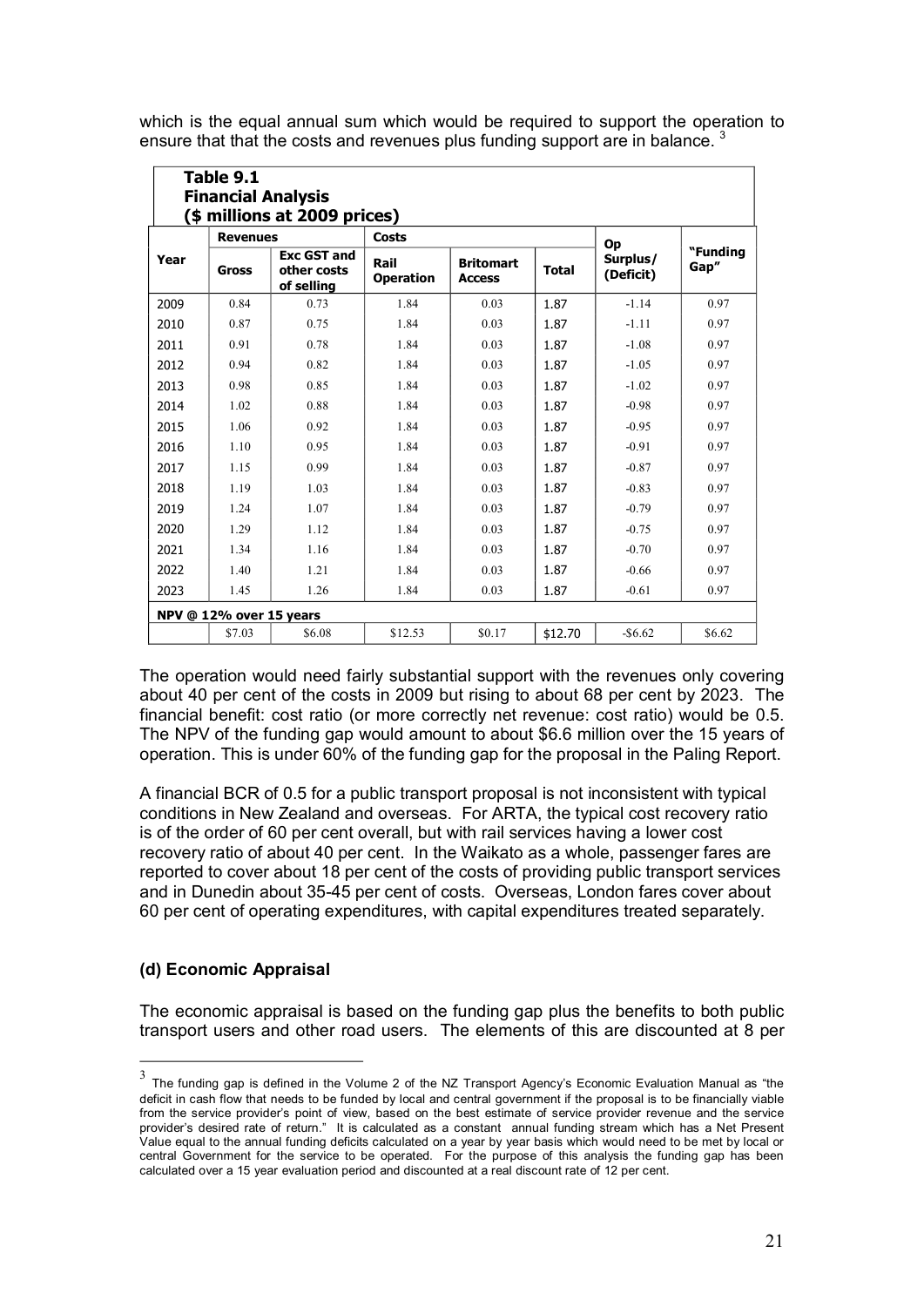which is the equal annual sum which would be required to support the operation to ensure that that the costs and revenues plus funding support are in balance. [3]

**Table 9.1**
**Financial Analysis**
**($ millions at 2009 prices)**

| Year | Revenues | | Costs | | | Op Surplus/ (Deficit) | "Funding Gap" |
|---|---|---|---|---|---|---|---|
| | Gross | Exc GST and other costs of selling | Rail Operation | Britomart Access | Total | | |
| 2009 | 0.84 | 0.73 | 1.84 | 0.03 | 1.87 | -1.14 | 0.97 |
| 2010 | 0.87 | 0.75 | 1.84 | 0.03 | 1.87 | -1.11 | 0.97 |
| 2011 | 0.91 | 0.78 | 1.84 | 0.03 | 1.87 | -1.08 | 0.97 |
| 2012 | 0.94 | 0.82 | 1.84 | 0.03 | 1.87 | -1.05 | 0.97 |
| 2013 | 0.98 | 0.85 | 1.84 | 0.03 | 1.87 | -1.02 | 0.97 |
| 2014 | 1.02 | 0.88 | 1.84 | 0.03 | 1.87 | -0.98 | 0.97 |
| 2015 | 1.06 | 0.92 | 1.84 | 0.03 | 1.87 | -0.95 | 0.97 |
| 2016 | 1.10 | 0.95 | 1.84 | 0.03 | 1.87 | -0.91 | 0.97 |
| 2017 | 1.15 | 0.99 | 1.84 | 0.03 | 1.87 | -0.87 | 0.97 |
| 2018 | 1.19 | 1.03 | 1.84 | 0.03 | 1.87 | -0.83 | 0.97 |
| 2019 | 1.24 | 1.07 | 1.84 | 0.03 | 1.87 | -0.79 | 0.97 |
| 2020 | 1.29 | 1.12 | 1.84 | 0.03 | 1.87 | -0.75 | 0.97 |
| 2021 | 1.34 | 1.16 | 1.84 | 0.03 | 1.87 | -0.70 | 0.97 |
| 2022 | 1.40 | 1.21 | 1.84 | 0.03 | 1.87 | -0.66 | 0.97 |
| 2023 | 1.45 | 1.26 | 1.84 | 0.03 | 1.87 | -0.61 | 0.97 |
| **NPV @ 12% over 15 years** | | | | | | | |
| | $7.03 | $6.08 | $12.53 | $0.17 | $12.70 | -$6.62 | $6.62 |

The operation would need fairly substantial support with the revenues only covering about 40 per cent of the costs in 2009 but rising to about 68 per cent by 2023. The financial benefit: cost ratio (or more correctly net revenue: cost ratio) would be 0.5. The NPV of the funding gap would amount to about $6.6 million over the 15 years of operation. This is under 60% of the funding gap for the proposal in the Paling Report.

A financial BCR of 0.5 for a public transport proposal is not inconsistent with typical conditions in New Zealand and overseas. For ARTA, the typical cost recovery ratio is of the order of 60 per cent overall, but with rail services having a lower cost recovery ratio of about 40 per cent. In the Waikato as a whole, passenger fares are reported to cover about 18 per cent of the costs of providing public transport services and in Dunedin about 35-45 per cent of costs. Overseas, London fares cover about 60 per cent of operating expenditures, with capital expenditures treated separately.

**(d) Economic Appraisal**

The economic appraisal is based on the funding gap plus the benefits to both public transport users and other road users. The elements of this are discounted at 8 per

[3] The funding gap is defined in the Volume 2 of the NZ Transport Agency's Economic Evaluation Manual as "the deficit in cash flow that needs to be funded by local and central government if the proposal is to be financially viable from the service provider's point of view, based on the best estimate of service provider revenue and the service provider's desired rate of return." It is calculated as a constant annual funding stream which has a Net Present Value equal to the annual funding deficits calculated on a year by year basis which would need to be met by local or central Government for the service to be operated. For the purpose of this analysis the funding gap has been calculated over a 15 year evaluation period and discounted at a real discount rate of 12 per cent.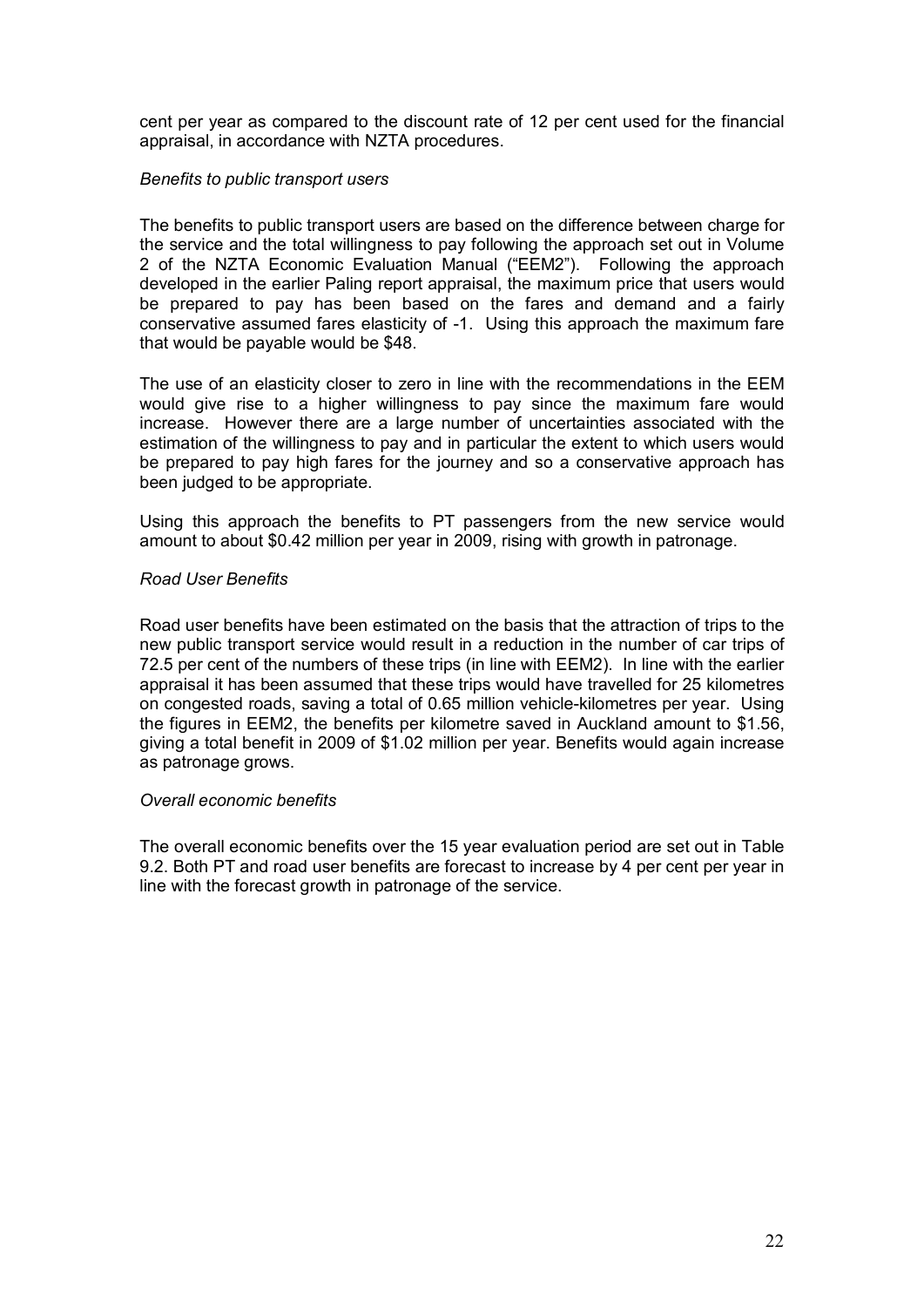cent per year as compared to the discount rate of 12 per cent used for the financial appraisal, in accordance with NZTA procedures.

*Benefits to public transport users*

The benefits to public transport users are based on the difference between charge for the service and the total willingness to pay following the approach set out in Volume 2 of the NZTA Economic Evaluation Manual ("EEM2"). Following the approach developed in the earlier Paling report appraisal, the maximum price that users would be prepared to pay has been based on the fares and demand and a fairly conservative assumed fares elasticity of -1. Using this approach the maximum fare that would be payable would be $48.

The use of an elasticity closer to zero in line with the recommendations in the EEM would give rise to a higher willingness to pay since the maximum fare would increase. However there are a large number of uncertainties associated with the estimation of the willingness to pay and in particular the extent to which users would be prepared to pay high fares for the journey and so a conservative approach has been judged to be appropriate.

Using this approach the benefits to PT passengers from the new service would amount to about $0.42 million per year in 2009, rising with growth in patronage.

*Road User Benefits*

Road user benefits have been estimated on the basis that the attraction of trips to the new public transport service would result in a reduction in the number of car trips of 72.5 per cent of the numbers of these trips (in line with EEM2). In line with the earlier appraisal it has been assumed that these trips would have travelled for 25 kilometres on congested roads, saving a total of 0.65 million vehicle-kilometres per year. Using the figures in EEM2, the benefits per kilometre saved in Auckland amount to $1.56, giving a total benefit in 2009 of $1.02 million per year. Benefits would again increase as patronage grows.

*Overall economic benefits*

The overall economic benefits over the 15 year evaluation period are set out in Table 9.2. Both PT and road user benefits are forecast to increase by 4 per cent per year in line with the forecast growth in patronage of the service.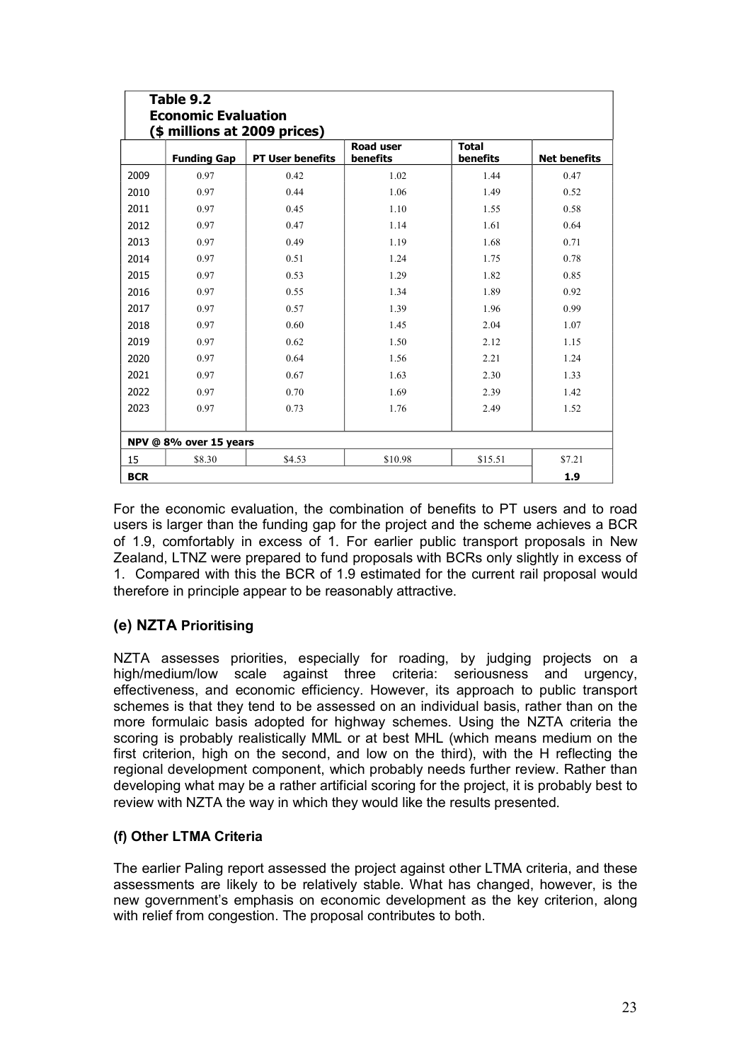**Table 9.2**
**Economic Evaluation**
**($ millions at 2009 prices)**

| | Funding Gap | PT User benefits | Road user benefits | Total benefits | Net benefits |
|---|---|---|---|---|---|
| 2009 | 0.97 | 0.42 | 1.02 | 1.44 | 0.47 |
| 2010 | 0.97 | 0.44 | 1.06 | 1.49 | 0.52 |
| 2011 | 0.97 | 0.45 | 1.10 | 1.55 | 0.58 |
| 2012 | 0.97 | 0.47 | 1.14 | 1.61 | 0.64 |
| 2013 | 0.97 | 0.49 | 1.19 | 1.68 | 0.71 |
| 2014 | 0.97 | 0.51 | 1.24 | 1.75 | 0.78 |
| 2015 | 0.97 | 0.53 | 1.29 | 1.82 | 0.85 |
| 2016 | 0.97 | 0.55 | 1.34 | 1.89 | 0.92 |
| 2017 | 0.97 | 0.57 | 1.39 | 1.96 | 0.99 |
| 2018 | 0.97 | 0.60 | 1.45 | 2.04 | 1.07 |
| 2019 | 0.97 | 0.62 | 1.50 | 2.12 | 1.15 |
| 2020 | 0.97 | 0.64 | 1.56 | 2.21 | 1.24 |
| 2021 | 0.97 | 0.67 | 1.63 | 2.30 | 1.33 |
| 2022 | 0.97 | 0.70 | 1.69 | 2.39 | 1.42 |
| 2023 | 0.97 | 0.73 | 1.76 | 2.49 | 1.52 |
| **NPV @ 8% over 15 years** | | | | | |
| 15 | \$8.30 | \$4.53 | \$10.98 | \$15.51 | \$7.21 |
| **BCR** | | | | | **1.9** |

For the economic evaluation, the combination of benefits to PT users and to road users is larger than the funding gap for the project and the scheme achieves a BCR of 1.9, comfortably in excess of 1. For earlier public transport proposals in New Zealand, LTNZ were prepared to fund proposals with BCRs only slightly in excess of 1. Compared with this the BCR of 1.9 estimated for the current rail proposal would therefore in principle appear to be reasonably attractive.

### (e) NZTA Prioritising

NZTA assesses priorities, especially for roading, by judging projects on a high/medium/low scale against three criteria: seriousness and urgency, effectiveness, and economic efficiency. However, its approach to public transport schemes is that they tend to be assessed on an individual basis, rather than on the more formulaic basis adopted for highway schemes. Using the NZTA criteria the scoring is probably realistically MML or at best MHL (which means medium on the first criterion, high on the second, and low on the third), with the H reflecting the regional development component, which probably needs further review. Rather than developing what may be a rather artificial scoring for the project, it is probably best to review with NZTA the way in which they would like the results presented.

### (f) Other LTMA Criteria

The earlier Paling report assessed the project against other LTMA criteria, and these assessments are likely to be relatively stable. What has changed, however, is the new government's emphasis on economic development as the key criterion, along with relief from congestion. The proposal contributes to both.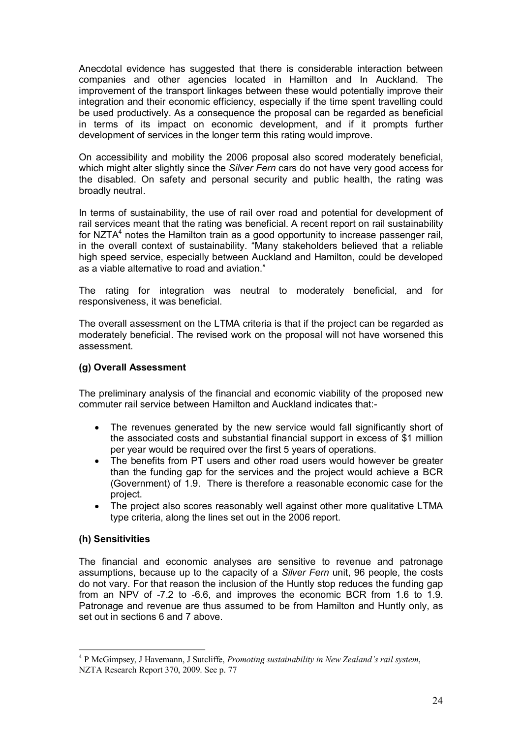Anecdotal evidence has suggested that there is considerable interaction between companies and other agencies located in Hamilton and In Auckland. The improvement of the transport linkages between these would potentially improve their integration and their economic efficiency, especially if the time spent travelling could be used productively. As a consequence the proposal can be regarded as beneficial in terms of its impact on economic development, and if it prompts further development of services in the longer term this rating would improve.

On accessibility and mobility the 2006 proposal also scored moderately beneficial, which might alter slightly since the *Silver Fern* cars do not have very good access for the disabled. On safety and personal security and public health, the rating was broadly neutral.

In terms of sustainability, the use of rail over road and potential for development of rail services meant that the rating was beneficial. A recent report on rail sustainability for NZTA[4] notes the Hamilton train as a good opportunity to increase passenger rail, in the overall context of sustainability. "Many stakeholders believed that a reliable high speed service, especially between Auckland and Hamilton, could be developed as a viable alternative to road and aviation."

The rating for integration was neutral to moderately beneficial, and for responsiveness, it was beneficial.

The overall assessment on the LTMA criteria is that if the project can be regarded as moderately beneficial. The revised work on the proposal will not have worsened this assessment.

### (g) Overall Assessment

The preliminary analysis of the financial and economic viability of the proposed new commuter rail service between Hamilton and Auckland indicates that:-

- The revenues generated by the new service would fall significantly short of the associated costs and substantial financial support in excess of $1 million per year would be required over the first 5 years of operations.
- The benefits from PT users and other road users would however be greater than the funding gap for the services and the project would achieve a BCR (Government) of 1.9. There is therefore a reasonable economic case for the project.
- The project also scores reasonably well against other more qualitative LTMA type criteria, along the lines set out in the 2006 report.

### (h) Sensitivities

The financial and economic analyses are sensitive to revenue and patronage assumptions, because up to the capacity of a *Silver Fern* unit, 96 people, the costs do not vary. For that reason the inclusion of the Huntly stop reduces the funding gap from an NPV of -7.2 to -6.6, and improves the economic BCR from 1.6 to 1.9. Patronage and revenue are thus assumed to be from Hamilton and Huntly only, as set out in sections 6 and 7 above.

---

[4] P McGimpsey, J Havemann, J Sutcliffe, *Promoting sustainability in New Zealand's rail system*, NZTA Research Report 370, 2009. See p. 77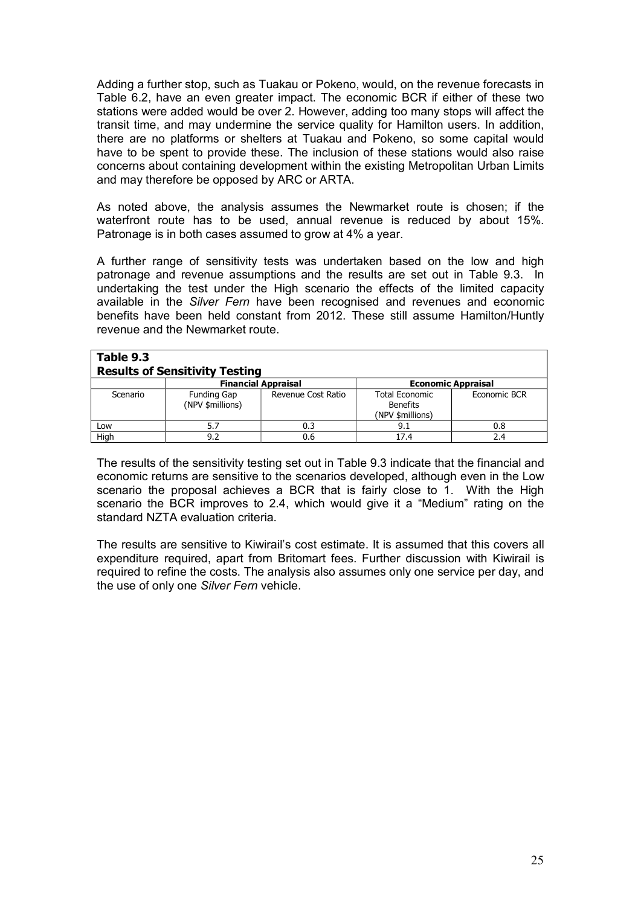Adding a further stop, such as Tuakau or Pokeno, would, on the revenue forecasts in Table 6.2, have an even greater impact. The economic BCR if either of these two stations were added would be over 2. However, adding too many stops will affect the transit time, and may undermine the service quality for Hamilton users. In addition, there are no platforms or shelters at Tuakau and Pokeno, so some capital would have to be spent to provide these. The inclusion of these stations would also raise concerns about containing development within the existing Metropolitan Urban Limits and may therefore be opposed by ARC or ARTA.

As noted above, the analysis assumes the Newmarket route is chosen; if the waterfront route has to be used, annual revenue is reduced by about 15%. Patronage is in both cases assumed to grow at 4% a year.

A further range of sensitivity tests was undertaken based on the low and high patronage and revenue assumptions and the results are set out in Table 9.3. In undertaking the test under the High scenario the effects of the limited capacity available in the *Silver Fern* have been recognised and revenues and economic benefits have been held constant from 2012. These still assume Hamilton/Huntly revenue and the Newmarket route.

**Table 9.3**
**Results of Sensitivity Testing**

| | **Financial Appraisal** | | **Economic Appraisal** | |
|---|---|---|---|---|
| Scenario | Funding Gap (NPV $millions) | Revenue Cost Ratio | Total Economic Benefits (NPV $millions) | Economic BCR |
| Low | 5.7 | 0.3 | 9.1 | 0.8 |
| High | 9.2 | 0.6 | 17.4 | 2.4 |

The results of the sensitivity testing set out in Table 9.3 indicate that the financial and economic returns are sensitive to the scenarios developed, although even in the Low scenario the proposal achieves a BCR that is fairly close to 1. With the High scenario the BCR improves to 2.4, which would give it a "Medium" rating on the standard NZTA evaluation criteria.

The results are sensitive to Kiwirail's cost estimate. It is assumed that this covers all expenditure required, apart from Britomart fees. Further discussion with Kiwirail is required to refine the costs. The analysis also assumes only one service per day, and the use of only one *Silver Fern* vehicle.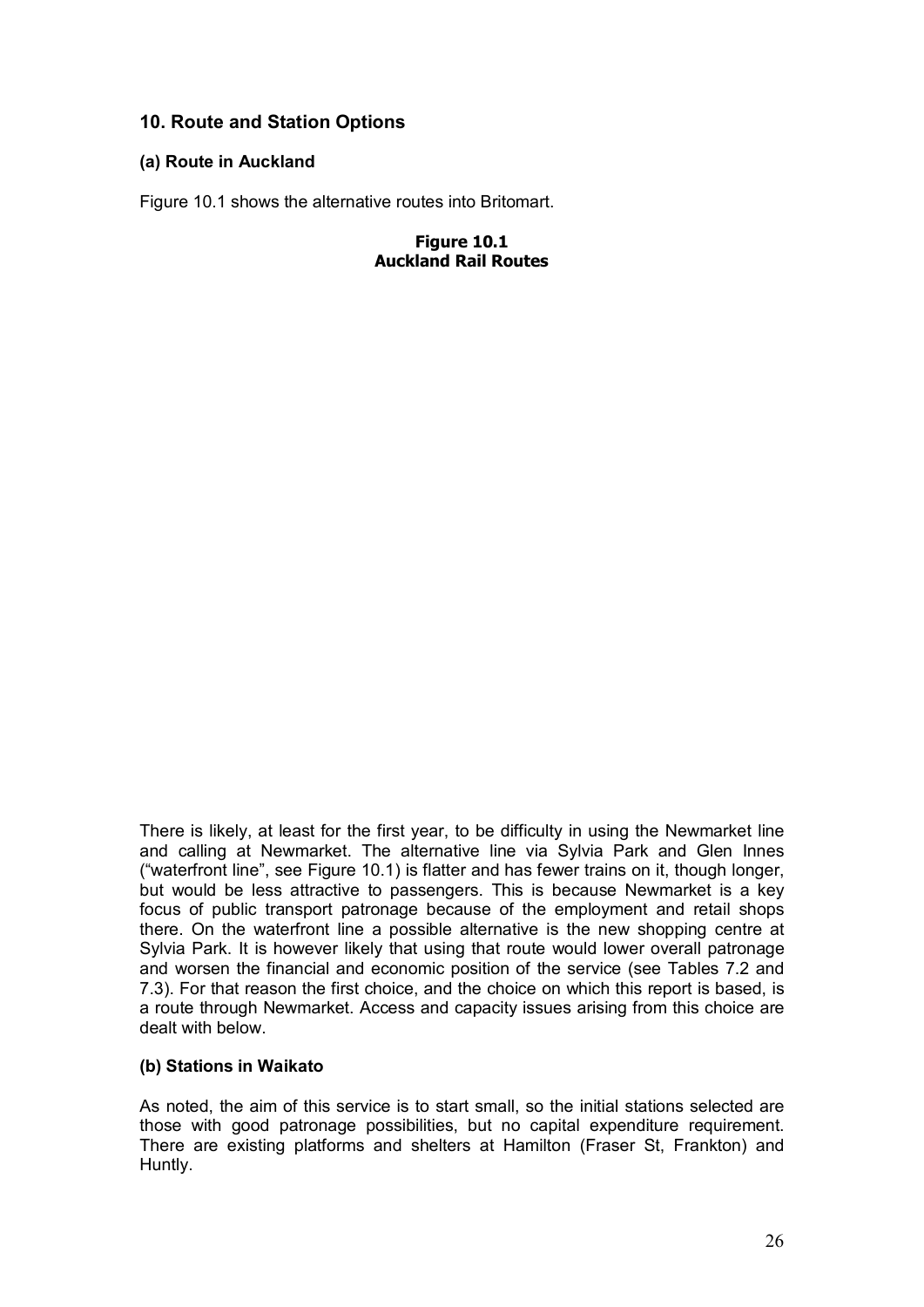## 10. Route and Station Options

### (a) Route in Auckland

Figure 10.1 shows the alternative routes into Britomart.

**Figure 10.1**
**Auckland Rail Routes**

There is likely, at least for the first year, to be difficulty in using the Newmarket line and calling at Newmarket. The alternative line via Sylvia Park and Glen Innes ("waterfront line", see Figure 10.1) is flatter and has fewer trains on it, though longer, but would be less attractive to passengers. This is because Newmarket is a key focus of public transport patronage because of the employment and retail shops there. On the waterfront line a possible alternative is the new shopping centre at Sylvia Park. It is however likely that using that route would lower overall patronage and worsen the financial and economic position of the service (see Tables 7.2 and 7.3). For that reason the first choice, and the choice on which this report is based, is a route through Newmarket. Access and capacity issues arising from this choice are dealt with below.

### (b) Stations in Waikato

As noted, the aim of this service is to start small, so the initial stations selected are those with good patronage possibilities, but no capital expenditure requirement. There are existing platforms and shelters at Hamilton (Fraser St, Frankton) and Huntly.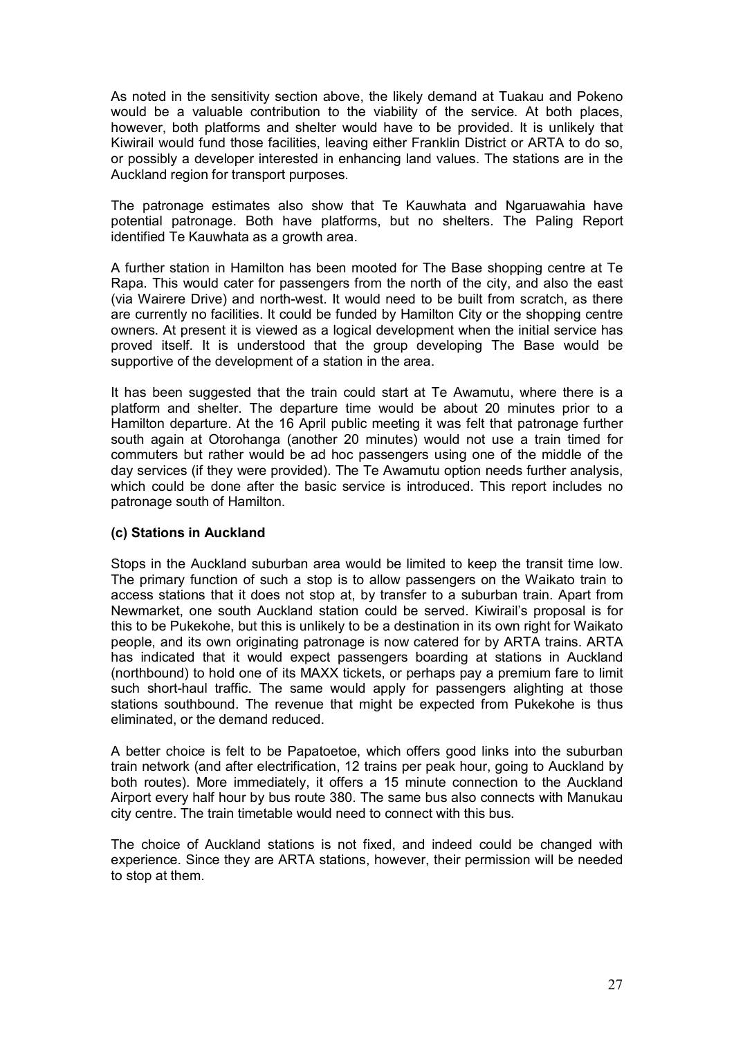As noted in the sensitivity section above, the likely demand at Tuakau and Pokeno would be a valuable contribution to the viability of the service. At both places, however, both platforms and shelter would have to be provided. It is unlikely that Kiwirail would fund those facilities, leaving either Franklin District or ARTA to do so, or possibly a developer interested in enhancing land values. The stations are in the Auckland region for transport purposes.

The patronage estimates also show that Te Kauwhata and Ngaruawahia have potential patronage. Both have platforms, but no shelters. The Paling Report identified Te Kauwhata as a growth area.

A further station in Hamilton has been mooted for The Base shopping centre at Te Rapa. This would cater for passengers from the north of the city, and also the east (via Wairere Drive) and north-west. It would need to be built from scratch, as there are currently no facilities. It could be funded by Hamilton City or the shopping centre owners. At present it is viewed as a logical development when the initial service has proved itself. It is understood that the group developing The Base would be supportive of the development of a station in the area.

It has been suggested that the train could start at Te Awamutu, where there is a platform and shelter. The departure time would be about 20 minutes prior to a Hamilton departure. At the 16 April public meeting it was felt that patronage further south again at Otorohanga (another 20 minutes) would not use a train timed for commuters but rather would be ad hoc passengers using one of the middle of the day services (if they were provided). The Te Awamutu option needs further analysis, which could be done after the basic service is introduced. This report includes no patronage south of Hamilton.

**(c) Stations in Auckland**

Stops in the Auckland suburban area would be limited to keep the transit time low. The primary function of such a stop is to allow passengers on the Waikato train to access stations that it does not stop at, by transfer to a suburban train. Apart from Newmarket, one south Auckland station could be served. Kiwirail's proposal is for this to be Pukekohe, but this is unlikely to be a destination in its own right for Waikato people, and its own originating patronage is now catered for by ARTA trains. ARTA has indicated that it would expect passengers boarding at stations in Auckland (northbound) to hold one of its MAXX tickets, or perhaps pay a premium fare to limit such short-haul traffic. The same would apply for passengers alighting at those stations southbound. The revenue that might be expected from Pukekohe is thus eliminated, or the demand reduced.

A better choice is felt to be Papatoetoe, which offers good links into the suburban train network (and after electrification, 12 trains per peak hour, going to Auckland by both routes). More immediately, it offers a 15 minute connection to the Auckland Airport every half hour by bus route 380. The same bus also connects with Manukau city centre. The train timetable would need to connect with this bus.

The choice of Auckland stations is not fixed, and indeed could be changed with experience. Since they are ARTA stations, however, their permission will be needed to stop at them.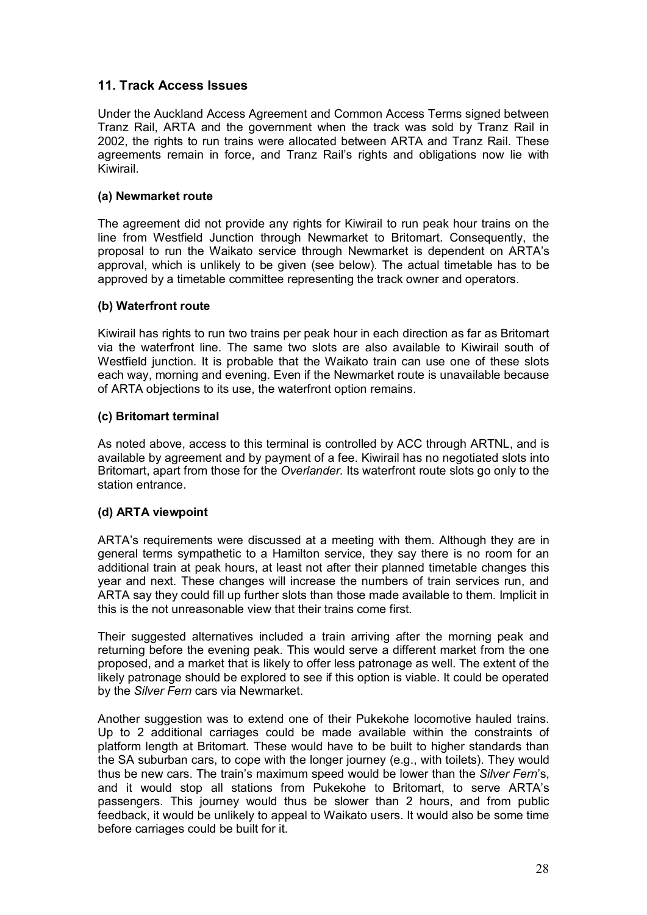## 11. Track Access Issues

Under the Auckland Access Agreement and Common Access Terms signed between Tranz Rail, ARTA and the government when the track was sold by Tranz Rail in 2002, the rights to run trains were allocated between ARTA and Tranz Rail. These agreements remain in force, and Tranz Rail's rights and obligations now lie with Kiwirail.

### (a) Newmarket route

The agreement did not provide any rights for Kiwirail to run peak hour trains on the line from Westfield Junction through Newmarket to Britomart. Consequently, the proposal to run the Waikato service through Newmarket is dependent on ARTA's approval, which is unlikely to be given (see below). The actual timetable has to be approved by a timetable committee representing the track owner and operators.

### (b) Waterfront route

Kiwirail has rights to run two trains per peak hour in each direction as far as Britomart via the waterfront line. The same two slots are also available to Kiwirail south of Westfield junction. It is probable that the Waikato train can use one of these slots each way, morning and evening. Even if the Newmarket route is unavailable because of ARTA objections to its use, the waterfront option remains.

### (c) Britomart terminal

As noted above, access to this terminal is controlled by ACC through ARTNL, and is available by agreement and by payment of a fee. Kiwirail has no negotiated slots into Britomart, apart from those for the *Overlander.* Its waterfront route slots go only to the station entrance.

### (d) ARTA viewpoint

ARTA's requirements were discussed at a meeting with them. Although they are in general terms sympathetic to a Hamilton service, they say there is no room for an additional train at peak hours, at least not after their planned timetable changes this year and next. These changes will increase the numbers of train services run, and ARTA say they could fill up further slots than those made available to them. Implicit in this is the not unreasonable view that their trains come first.

Their suggested alternatives included a train arriving after the morning peak and returning before the evening peak. This would serve a different market from the one proposed, and a market that is likely to offer less patronage as well. The extent of the likely patronage should be explored to see if this option is viable. It could be operated by the *Silver Fern* cars via Newmarket.

Another suggestion was to extend one of their Pukekohe locomotive hauled trains. Up to 2 additional carriages could be made available within the constraints of platform length at Britomart. These would have to be built to higher standards than the SA suburban cars, to cope with the longer journey (e.g., with toilets). They would thus be new cars. The train's maximum speed would be lower than the *Silver Fern*'s, and it would stop all stations from Pukekohe to Britomart, to serve ARTA's passengers. This journey would thus be slower than 2 hours, and from public feedback, it would be unlikely to appeal to Waikato users. It would also be some time before carriages could be built for it.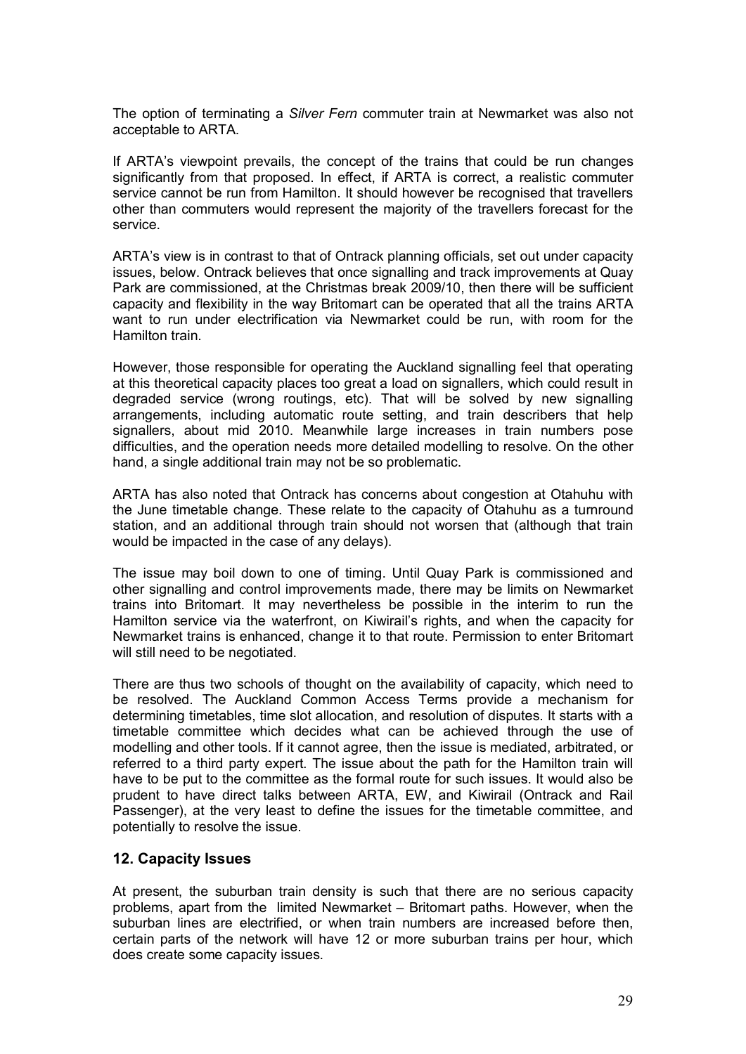The option of terminating a *Silver Fern* commuter train at Newmarket was also not acceptable to ARTA.

If ARTA's viewpoint prevails, the concept of the trains that could be run changes significantly from that proposed. In effect, if ARTA is correct, a realistic commuter service cannot be run from Hamilton. It should however be recognised that travellers other than commuters would represent the majority of the travellers forecast for the service.

ARTA's view is in contrast to that of Ontrack planning officials, set out under capacity issues, below. Ontrack believes that once signalling and track improvements at Quay Park are commissioned, at the Christmas break 2009/10, then there will be sufficient capacity and flexibility in the way Britomart can be operated that all the trains ARTA want to run under electrification via Newmarket could be run, with room for the Hamilton train.

However, those responsible for operating the Auckland signalling feel that operating at this theoretical capacity places too great a load on signallers, which could result in degraded service (wrong routings, etc). That will be solved by new signalling arrangements, including automatic route setting, and train describers that help signallers, about mid 2010. Meanwhile large increases in train numbers pose difficulties, and the operation needs more detailed modelling to resolve. On the other hand, a single additional train may not be so problematic.

ARTA has also noted that Ontrack has concerns about congestion at Otahuhu with the June timetable change. These relate to the capacity of Otahuhu as a turnround station, and an additional through train should not worsen that (although that train would be impacted in the case of any delays).

The issue may boil down to one of timing. Until Quay Park is commissioned and other signalling and control improvements made, there may be limits on Newmarket trains into Britomart. It may nevertheless be possible in the interim to run the Hamilton service via the waterfront, on Kiwirail's rights, and when the capacity for Newmarket trains is enhanced, change it to that route. Permission to enter Britomart will still need to be negotiated.

There are thus two schools of thought on the availability of capacity, which need to be resolved. The Auckland Common Access Terms provide a mechanism for determining timetables, time slot allocation, and resolution of disputes. It starts with a timetable committee which decides what can be achieved through the use of modelling and other tools. If it cannot agree, then the issue is mediated, arbitrated, or referred to a third party expert. The issue about the path for the Hamilton train will have to be put to the committee as the formal route for such issues. It would also be prudent to have direct talks between ARTA, EW, and Kiwirail (Ontrack and Rail Passenger), at the very least to define the issues for the timetable committee, and potentially to resolve the issue.

## 12. Capacity Issues

At present, the suburban train density is such that there are no serious capacity problems, apart from the limited Newmarket – Britomart paths. However, when the suburban lines are electrified, or when train numbers are increased before then, certain parts of the network will have 12 or more suburban trains per hour, which does create some capacity issues.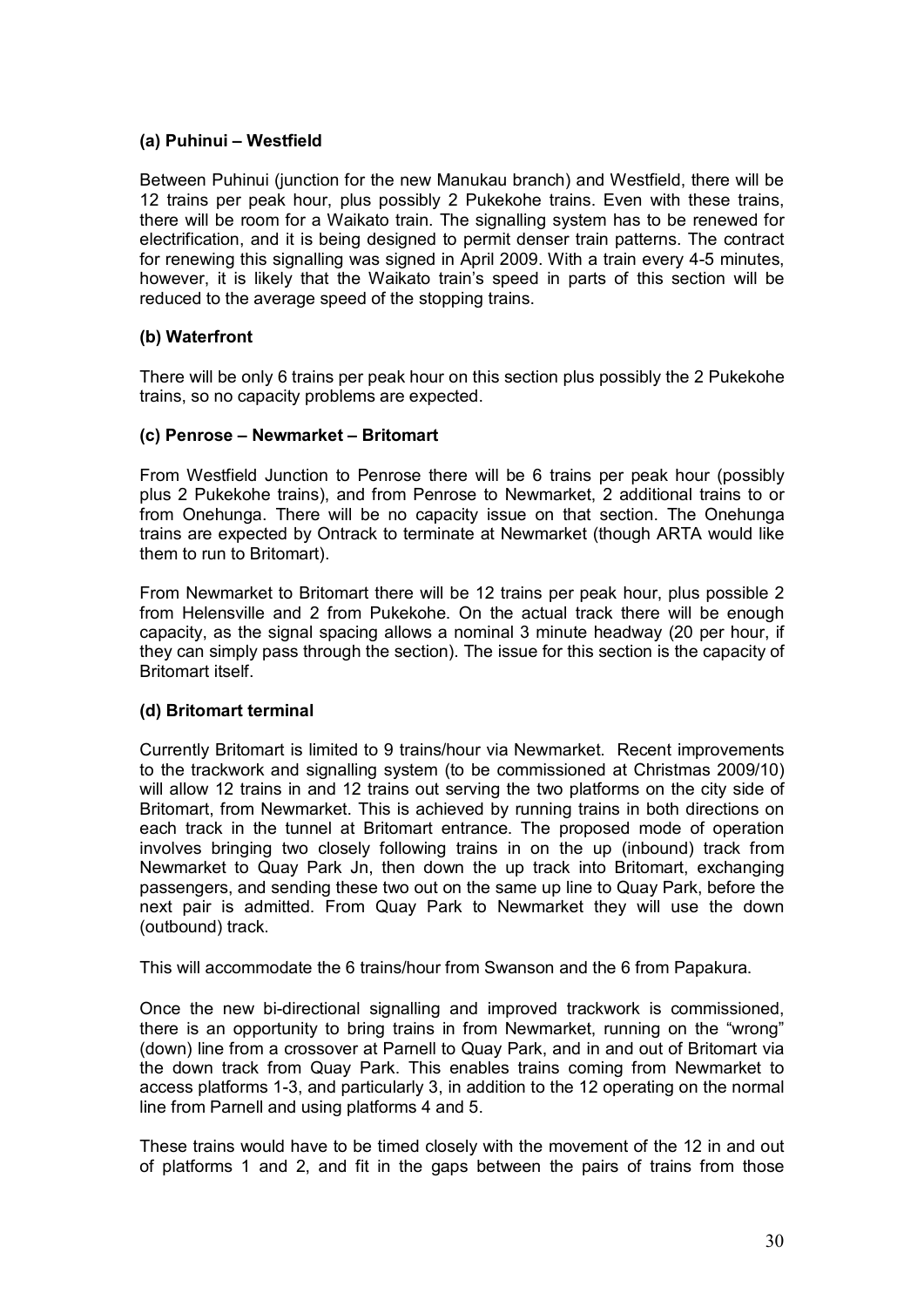**(a) Puhinui – Westfield**

Between Puhinui (junction for the new Manukau branch) and Westfield, there will be 12 trains per peak hour, plus possibly 2 Pukekohe trains. Even with these trains, there will be room for a Waikato train. The signalling system has to be renewed for electrification, and it is being designed to permit denser train patterns. The contract for renewing this signalling was signed in April 2009. With a train every 4-5 minutes, however, it is likely that the Waikato train's speed in parts of this section will be reduced to the average speed of the stopping trains.

**(b) Waterfront**

There will be only 6 trains per peak hour on this section plus possibly the 2 Pukekohe trains, so no capacity problems are expected.

**(c) Penrose – Newmarket – Britomart**

From Westfield Junction to Penrose there will be 6 trains per peak hour (possibly plus 2 Pukekohe trains), and from Penrose to Newmarket, 2 additional trains to or from Onehunga. There will be no capacity issue on that section. The Onehunga trains are expected by Ontrack to terminate at Newmarket (though ARTA would like them to run to Britomart).

From Newmarket to Britomart there will be 12 trains per peak hour, plus possible 2 from Helensville and 2 from Pukekohe. On the actual track there will be enough capacity, as the signal spacing allows a nominal 3 minute headway (20 per hour, if they can simply pass through the section). The issue for this section is the capacity of Britomart itself.

**(d) Britomart terminal**

Currently Britomart is limited to 9 trains/hour via Newmarket. Recent improvements to the trackwork and signalling system (to be commissioned at Christmas 2009/10) will allow 12 trains in and 12 trains out serving the two platforms on the city side of Britomart, from Newmarket. This is achieved by running trains in both directions on each track in the tunnel at Britomart entrance. The proposed mode of operation involves bringing two closely following trains in on the up (inbound) track from Newmarket to Quay Park Jn, then down the up track into Britomart, exchanging passengers, and sending these two out on the same up line to Quay Park, before the next pair is admitted. From Quay Park to Newmarket they will use the down (outbound) track.

This will accommodate the 6 trains/hour from Swanson and the 6 from Papakura.

Once the new bi-directional signalling and improved trackwork is commissioned, there is an opportunity to bring trains in from Newmarket, running on the "wrong" (down) line from a crossover at Parnell to Quay Park, and in and out of Britomart via the down track from Quay Park. This enables trains coming from Newmarket to access platforms 1-3, and particularly 3, in addition to the 12 operating on the normal line from Parnell and using platforms 4 and 5.

These trains would have to be timed closely with the movement of the 12 in and out of platforms 1 and 2, and fit in the gaps between the pairs of trains from those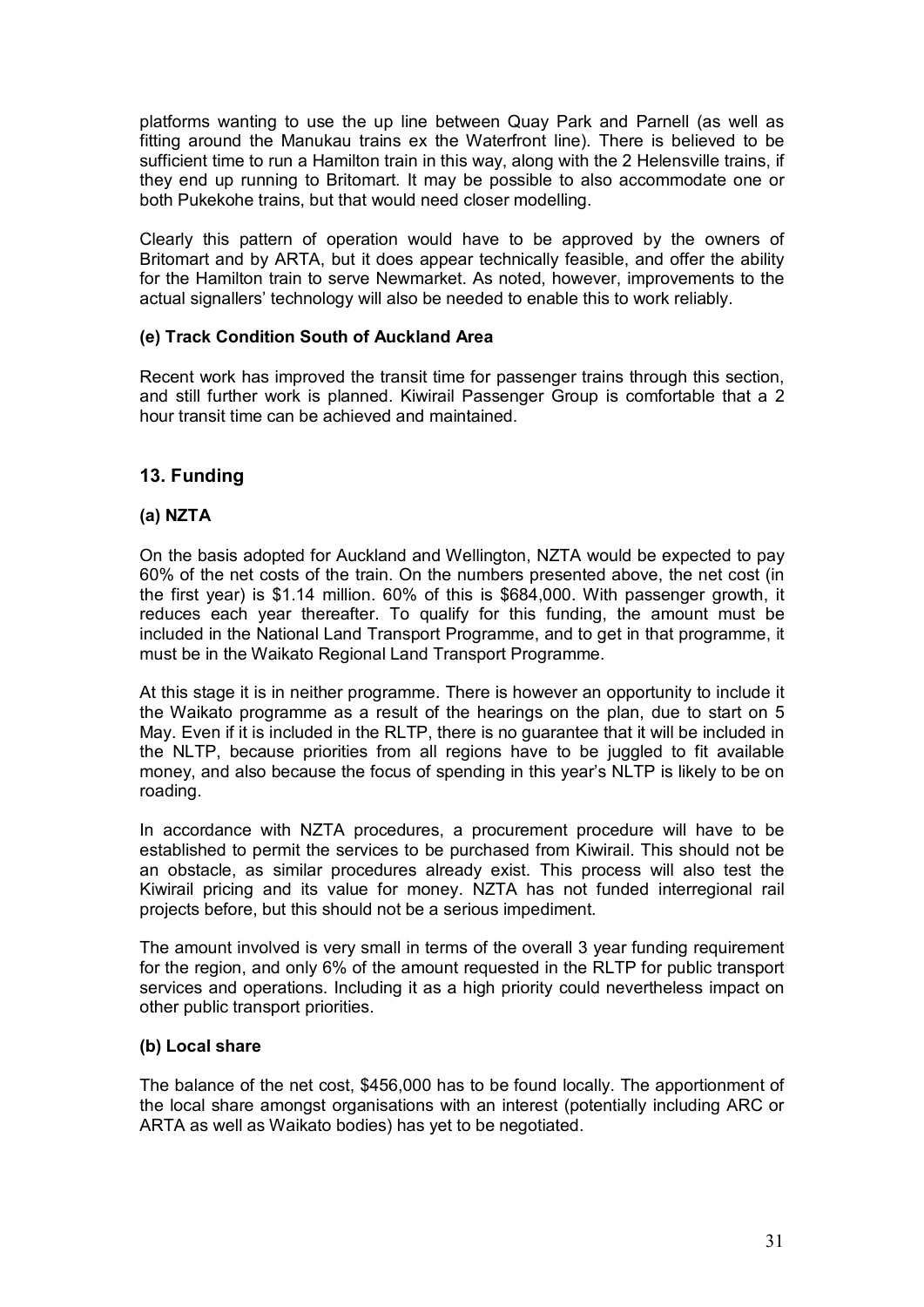platforms wanting to use the up line between Quay Park and Parnell (as well as fitting around the Manukau trains ex the Waterfront line). There is believed to be sufficient time to run a Hamilton train in this way, along with the 2 Helensville trains, if they end up running to Britomart. It may be possible to also accommodate one or both Pukekohe trains, but that would need closer modelling.

Clearly this pattern of operation would have to be approved by the owners of Britomart and by ARTA, but it does appear technically feasible, and offer the ability for the Hamilton train to serve Newmarket. As noted, however, improvements to the actual signallers' technology will also be needed to enable this to work reliably.

**(e) Track Condition South of Auckland Area**

Recent work has improved the transit time for passenger trains through this section, and still further work is planned. Kiwirail Passenger Group is comfortable that a 2 hour transit time can be achieved and maintained.

## 13. Funding

**(a) NZTA**

On the basis adopted for Auckland and Wellington, NZTA would be expected to pay 60% of the net costs of the train. On the numbers presented above, the net cost (in the first year) is $1.14 million. 60% of this is $684,000. With passenger growth, it reduces each year thereafter. To qualify for this funding, the amount must be included in the National Land Transport Programme, and to get in that programme, it must be in the Waikato Regional Land Transport Programme.

At this stage it is in neither programme. There is however an opportunity to include it the Waikato programme as a result of the hearings on the plan, due to start on 5 May. Even if it is included in the RLTP, there is no guarantee that it will be included in the NLTP, because priorities from all regions have to be juggled to fit available money, and also because the focus of spending in this year's NLTP is likely to be on roading.

In accordance with NZTA procedures, a procurement procedure will have to be established to permit the services to be purchased from Kiwirail. This should not be an obstacle, as similar procedures already exist. This process will also test the Kiwirail pricing and its value for money. NZTA has not funded interregional rail projects before, but this should not be a serious impediment.

The amount involved is very small in terms of the overall 3 year funding requirement for the region, and only 6% of the amount requested in the RLTP for public transport services and operations. Including it as a high priority could nevertheless impact on other public transport priorities.

**(b) Local share**

The balance of the net cost, $456,000 has to be found locally. The apportionment of the local share amongst organisations with an interest (potentially including ARC or ARTA as well as Waikato bodies) has yet to be negotiated.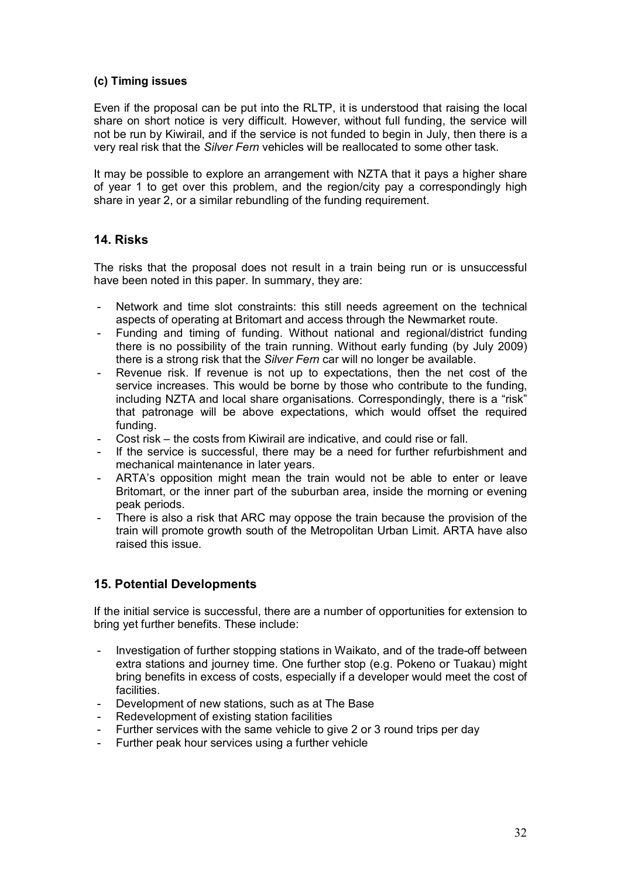**(c) Timing issues**

Even if the proposal can be put into the RLTP, it is understood that raising the local share on short notice is very difficult. However, without full funding, the service will not be run by Kiwirail, and if the service is not funded to begin in July, then there is a very real risk that the *Silver Fern* vehicles will be reallocated to some other task.

It may be possible to explore an arrangement with NZTA that it pays a higher share of year 1 to get over this problem, and the region/city pay a correspondingly high share in year 2, or a similar rebundling of the funding requirement.

## 14. Risks

The risks that the proposal does not result in a train being run or is unsuccessful have been noted in this paper. In summary, they are:

- Network and time slot constraints: this still needs agreement on the technical aspects of operating at Britomart and access through the Newmarket route.
- Funding and timing of funding. Without national and regional/district funding there is no possibility of the train running. Without early funding (by July 2009) there is a strong risk that the *Silver Fern* car will no longer be available.
- Revenue risk. If revenue is not up to expectations, then the net cost of the service increases. This would be borne by those who contribute to the funding, including NZTA and local share organisations. Correspondingly, there is a "risk" that patronage will be above expectations, which would offset the required funding.
- Cost risk – the costs from Kiwirail are indicative, and could rise or fall.
- If the service is successful, there may be a need for further refurbishment and mechanical maintenance in later years.
- ARTA's opposition might mean the train would not be able to enter or leave Britomart, or the inner part of the suburban area, inside the morning or evening peak periods.
- There is also a risk that ARC may oppose the train because the provision of the train will promote growth south of the Metropolitan Urban Limit. ARTA have also raised this issue.

## 15. Potential Developments

If the initial service is successful, there are a number of opportunities for extension to bring yet further benefits. These include:

- Investigation of further stopping stations in Waikato, and of the trade-off between extra stations and journey time. One further stop (e.g. Pokeno or Tuakau) might bring benefits in excess of costs, especially if a developer would meet the cost of facilities.
- Development of new stations, such as at The Base
- Redevelopment of existing station facilities
- Further services with the same vehicle to give 2 or 3 round trips per day
- Further peak hour services using a further vehicle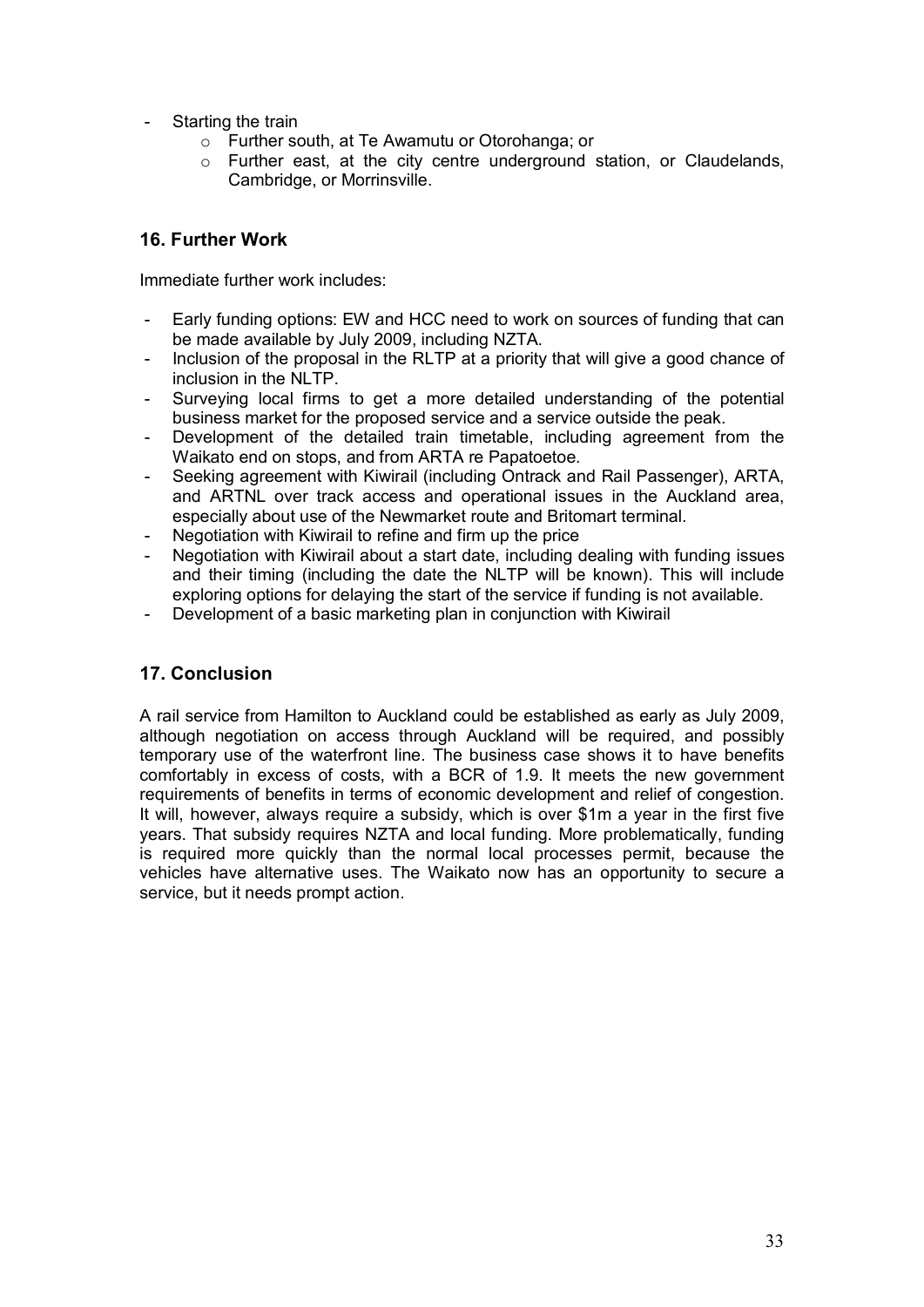- Starting the train
    - Further south, at Te Awamutu or Otorohanga; or
    - Further east, at the city centre underground station, or Claudelands, Cambridge, or Morrinsville.

## 16. Further Work

Immediate further work includes:

- Early funding options: EW and HCC need to work on sources of funding that can be made available by July 2009, including NZTA.
- Inclusion of the proposal in the RLTP at a priority that will give a good chance of inclusion in the NLTP.
- Surveying local firms to get a more detailed understanding of the potential business market for the proposed service and a service outside the peak.
- Development of the detailed train timetable, including agreement from the Waikato end on stops, and from ARTA re Papatoetoe.
- Seeking agreement with Kiwirail (including Ontrack and Rail Passenger), ARTA, and ARTNL over track access and operational issues in the Auckland area, especially about use of the Newmarket route and Britomart terminal.
- Negotiation with Kiwirail to refine and firm up the price
- Negotiation with Kiwirail about a start date, including dealing with funding issues and their timing (including the date the NLTP will be known). This will include exploring options for delaying the start of the service if funding is not available.
- Development of a basic marketing plan in conjunction with Kiwirail

## 17. Conclusion

A rail service from Hamilton to Auckland could be established as early as July 2009, although negotiation on access through Auckland will be required, and possibly temporary use of the waterfront line. The business case shows it to have benefits comfortably in excess of costs, with a BCR of 1.9. It meets the new government requirements of benefits in terms of economic development and relief of congestion. It will, however, always require a subsidy, which is over $1m a year in the first five years. That subsidy requires NZTA and local funding. More problematically, funding is required more quickly than the normal local processes permit, because the vehicles have alternative uses. The Waikato now has an opportunity to secure a service, but it needs prompt action.